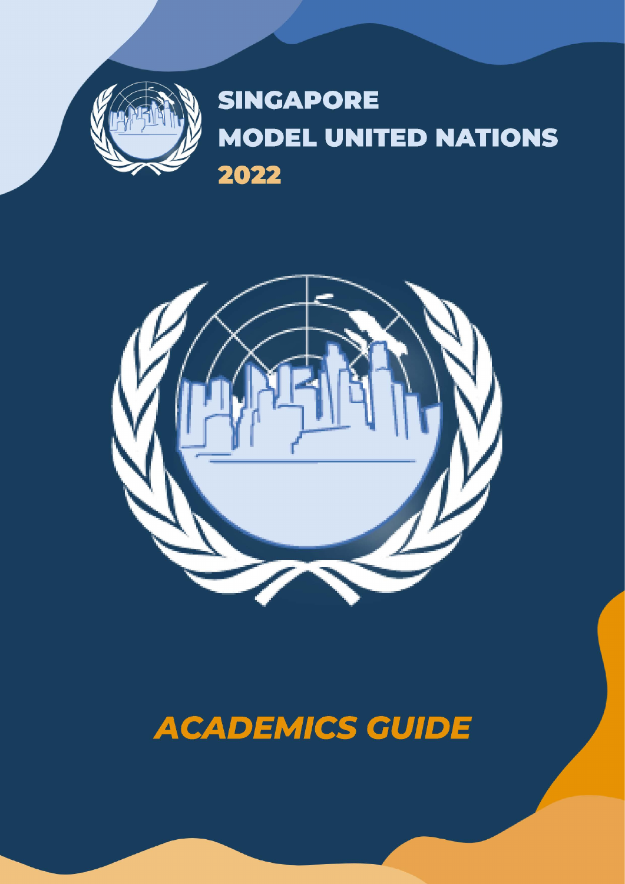# SINGAPORE MODEL UNITED NATIONS 2022

## *ACADEMICS GUIDE*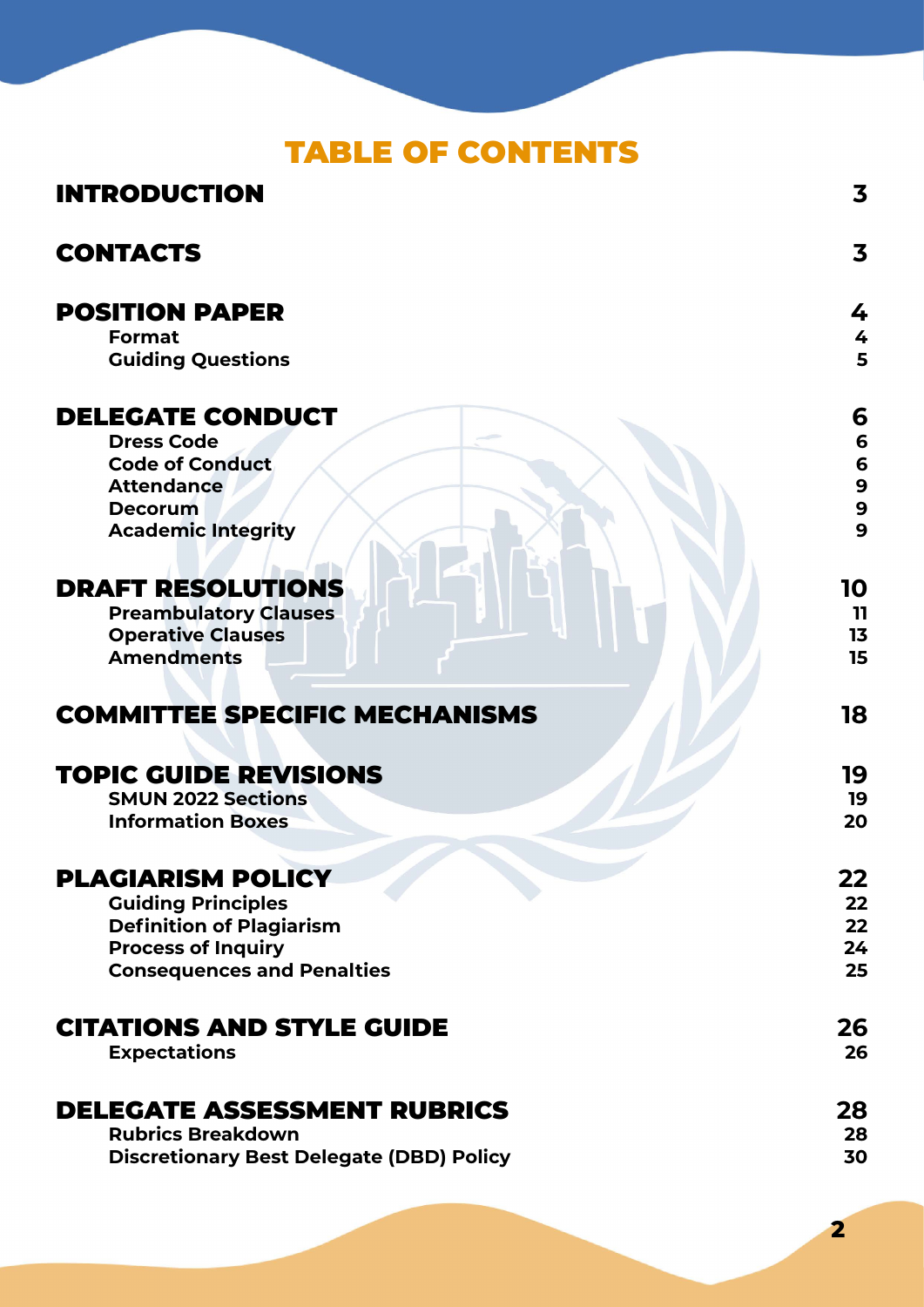# TABLE OF CONTENTS

| Section | Page |
|---|---|
| **INTRODUCTION** | **3** |
| **CONTACTS** | **3** |
| **POSITION PAPER** | **4** |
| Format | 4 |
| Guiding Questions | 5 |
| **DELEGATE CONDUCT** | **6** |
| Dress Code | 6 |
| Code of Conduct | 6 |
| Attendance | 9 |
| Decorum | 9 |
| Academic Integrity | 9 |
| **DRAFT RESOLUTIONS** | **10** |
| Preambulatory Clauses | 11 |
| Operative Clauses | 13 |
| Amendments | 15 |
| **COMMITTEE SPECIFIC MECHANISMS** | **18** |
| **TOPIC GUIDE REVISIONS** | **19** |
| SMUN 2022 Sections | 19 |
| Information Boxes | 20 |
| **PLAGIARISM POLICY** | **22** |
| Guiding Principles | 22 |
| Definition of Plagiarism | 22 |
| Process of Inquiry | 24 |
| Consequences and Penalties | 25 |
| **CITATIONS AND STYLE GUIDE** | **26** |
| Expectations | 26 |
| **DELEGATE ASSESSMENT RUBRICS** | **28** |
| Rubrics Breakdown | 28 |
| Discretionary Best Delegate (DBD) Policy | 30 |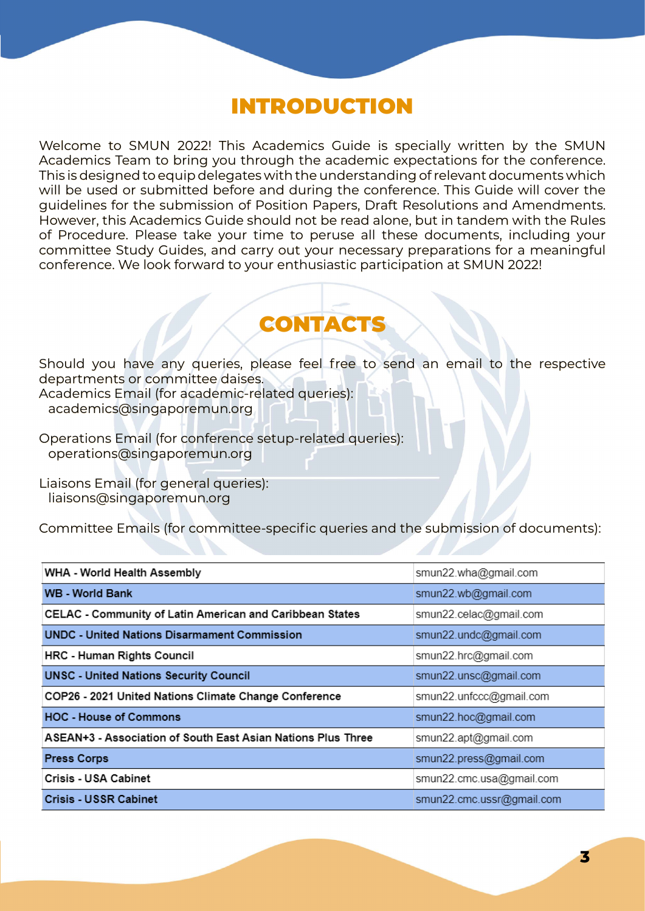# INTRODUCTION

Welcome to SMUN 2022! This Academics Guide is specially written by the SMUN Academics Team to bring you through the academic expectations for the conference. This is designed to equip delegates with the understanding of relevant documents which will be used or submitted before and during the conference. This Guide will cover the guidelines for the submission of Position Papers, Draft Resolutions and Amendments. However, this Academics Guide should not be read alone, but in tandem with the Rules of Procedure. Please take your time to peruse all these documents, including your committee Study Guides, and carry out your necessary preparations for a meaningful conference. We look forward to your enthusiastic participation at SMUN 2022!

# CONTACTS

Should you have any queries, please feel free to send an email to the respective departments or committee daises.

Academics Email (for academic-related queries):
academics@singaporemun.org

Operations Email (for conference setup-related queries):
operations@singaporemun.org

Liaisons Email (for general queries):
liaisons@singaporemun.org

Committee Emails (for committee-specific queries and the submission of documents):

| Committee | Email |
|---|---|
| **WHA - World Health Assembly** | smun22.wha@gmail.com |
| **WB - World Bank** | smun22.wb@gmail.com |
| **CELAC - Community of Latin American and Caribbean States** | smun22.celac@gmail.com |
| **UNDC - United Nations Disarmament Commission** | smun22.undc@gmail.com |
| **HRC - Human Rights Council** | smun22.hrc@gmail.com |
| **UNSC - United Nations Security Council** | smun22.unsc@gmail.com |
| **COP26 - 2021 United Nations Climate Change Conference** | smun22.unfccc@gmail.com |
| **HOC - House of Commons** | smun22.hoc@gmail.com |
| **ASEAN+3 - Association of South East Asian Nations Plus Three** | smun22.apt@gmail.com |
| **Press Corps** | smun22.press@gmail.com |
| **Crisis - USA Cabinet** | smun22.cmc.usa@gmail.com |
| **Crisis - USSR Cabinet** | smun22.cmc.ussr@gmail.com |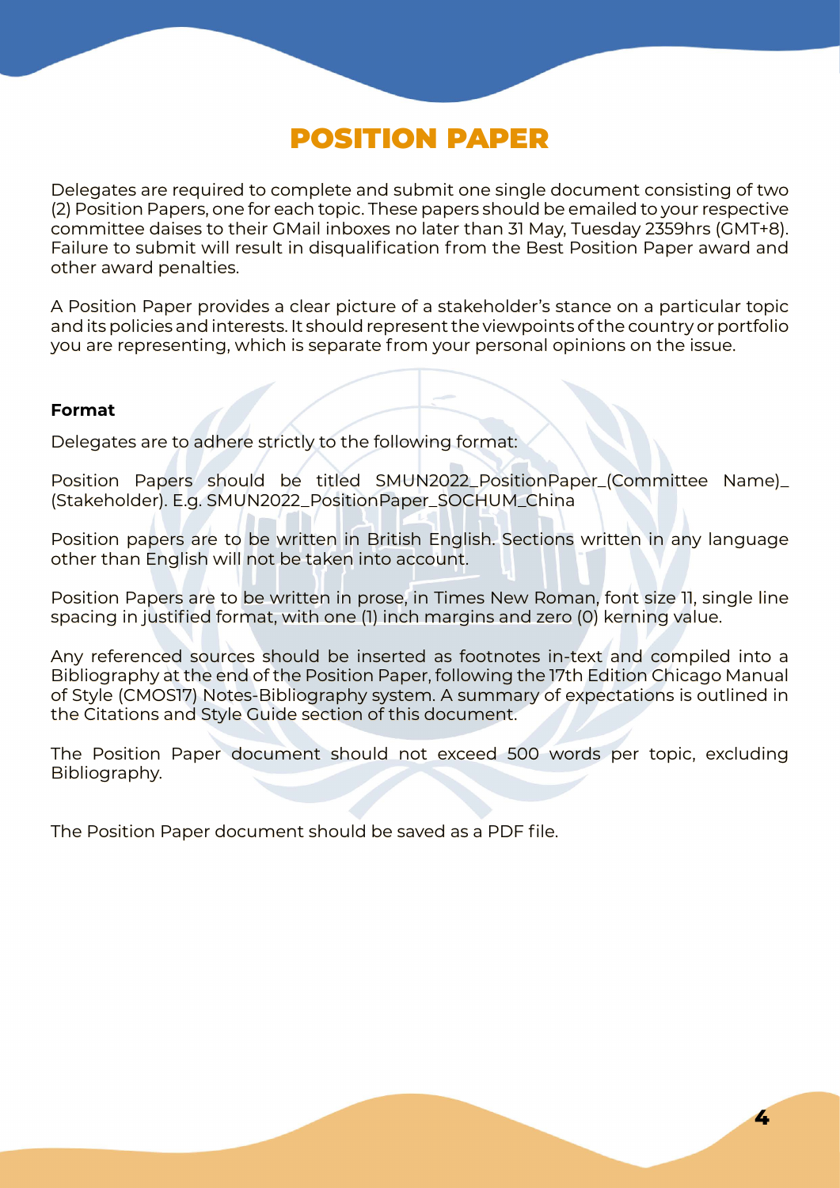# POSITION PAPER

Delegates are required to complete and submit one single document consisting of two (2) Position Papers, one for each topic. These papers should be emailed to your respective committee daises to their GMail inboxes no later than 31 May, Tuesday 2359hrs (GMT+8). Failure to submit will result in disqualification from the Best Position Paper award and other award penalties.

A Position Paper provides a clear picture of a stakeholder's stance on a particular topic and its policies and interests. It should represent the viewpoints of the country or portfolio you are representing, which is separate from your personal opinions on the issue.

**Format**

Delegates are to adhere strictly to the following format:

Position Papers should be titled SMUN2022_PositionPaper_(Committee Name)_(Stakeholder). E.g. SMUN2022_PositionPaper_SOCHUM_China

Position papers are to be written in British English. Sections written in any language other than English will not be taken into account.

Position Papers are to be written in prose, in Times New Roman, font size 11, single line spacing in justified format, with one (1) inch margins and zero (0) kerning value.

Any referenced sources should be inserted as footnotes in-text and compiled into a Bibliography at the end of the Position Paper, following the 17th Edition Chicago Manual of Style (CMOS17) Notes-Bibliography system. A summary of expectations is outlined in the Citations and Style Guide section of this document.

The Position Paper document should not exceed 500 words per topic, excluding Bibliography.

The Position Paper document should be saved as a PDF file.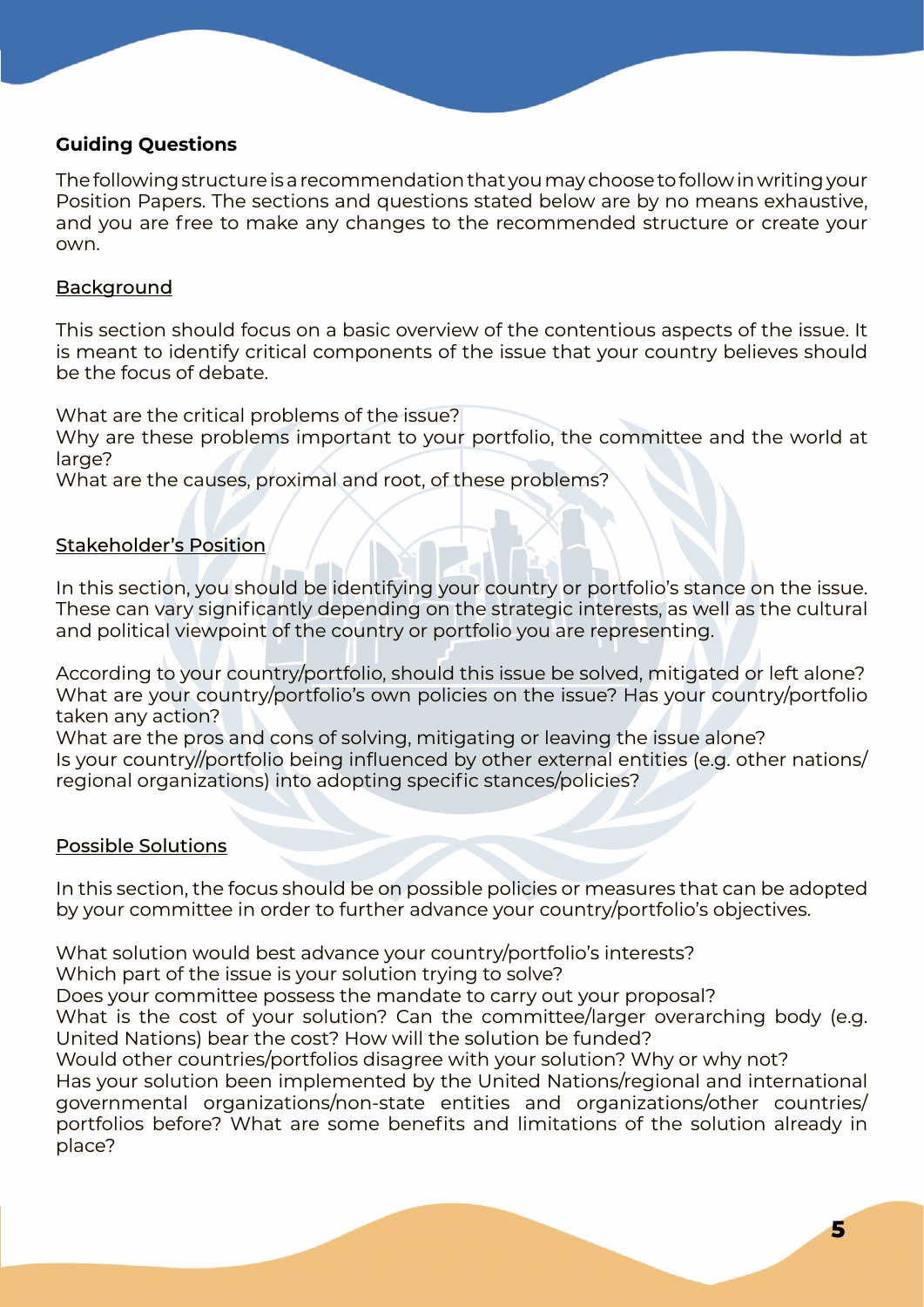## Guiding Questions

The following structure is a recommendation that you may choose to follow in writing your Position Papers. The sections and questions stated below are by no means exhaustive, and you are free to make any changes to the recommended structure or create your own.

### Background

This section should focus on a basic overview of the contentious aspects of the issue. It is meant to identify critical components of the issue that your country believes should be the focus of debate.

What are the critical problems of the issue?
Why are these problems important to your portfolio, the committee and the world at large?
What are the causes, proximal and root, of these problems?

### Stakeholder's Position

In this section, you should be identifying your country or portfolio's stance on the issue. These can vary significantly depending on the strategic interests, as well as the cultural and political viewpoint of the country or portfolio you are representing.

According to your country/portfolio, should this issue be solved, mitigated or left alone?
What are your country/portfolio's own policies on the issue? Has your country/portfolio taken any action?
What are the pros and cons of solving, mitigating or leaving the issue alone?
Is your country//portfolio being influenced by other external entities (e.g. other nations/ regional organizations) into adopting specific stances/policies?

### Possible Solutions

In this section, the focus should be on possible policies or measures that can be adopted by your committee in order to further advance your country/portfolio's objectives.

What solution would best advance your country/portfolio's interests?
Which part of the issue is your solution trying to solve?
Does your committee possess the mandate to carry out your proposal?
What is the cost of your solution? Can the committee/larger overarching body (e.g. United Nations) bear the cost? How will the solution be funded?
Would other countries/portfolios disagree with your solution? Why or why not?
Has your solution been implemented by the United Nations/regional and international governmental organizations/non-state entities and organizations/other countries/ portfolios before? What are some benefits and limitations of the solution already in place?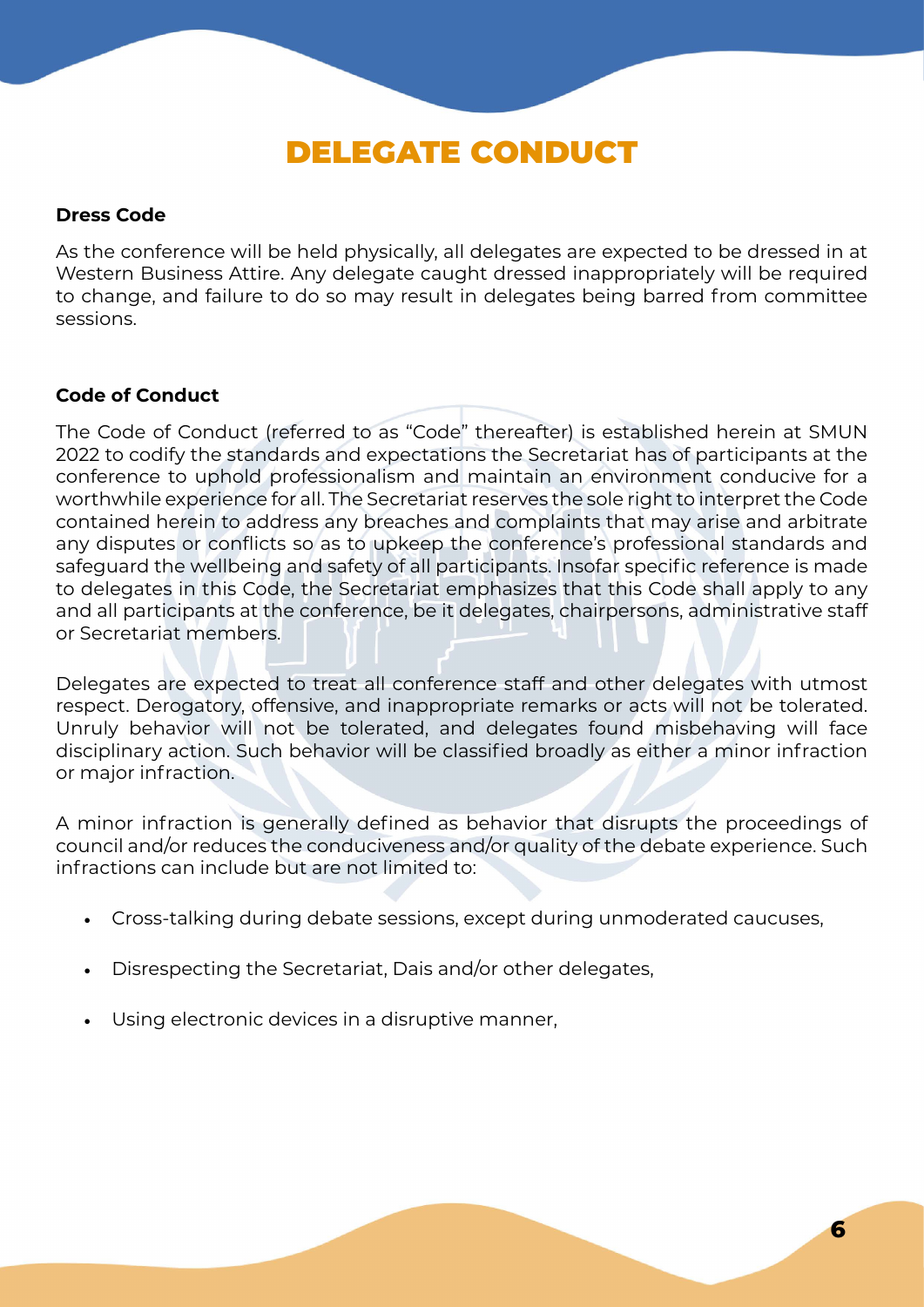# DELEGATE CONDUCT

**Dress Code**

As the conference will be held physically, all delegates are expected to be dressed in at Western Business Attire. Any delegate caught dressed inappropriately will be required to change, and failure to do so may result in delegates being barred from committee sessions.

**Code of Conduct**

The Code of Conduct (referred to as "Code" thereafter) is established herein at SMUN 2022 to codify the standards and expectations the Secretariat has of participants at the conference to uphold professionalism and maintain an environment conducive for a worthwhile experience for all. The Secretariat reserves the sole right to interpret the Code contained herein to address any breaches and complaints that may arise and arbitrate any disputes or conflicts so as to upkeep the conference's professional standards and safeguard the wellbeing and safety of all participants. Insofar specific reference is made to delegates in this Code, the Secretariat emphasizes that this Code shall apply to any and all participants at the conference, be it delegates, chairpersons, administrative staff or Secretariat members.

Delegates are expected to treat all conference staff and other delegates with utmost respect. Derogatory, offensive, and inappropriate remarks or acts will not be tolerated. Unruly behavior will not be tolerated, and delegates found misbehaving will face disciplinary action. Such behavior will be classified broadly as either a minor infraction or major infraction.

A minor infraction is generally defined as behavior that disrupts the proceedings of council and/or reduces the conduciveness and/or quality of the debate experience. Such infractions can include but are not limited to:

- Cross-talking during debate sessions, except during unmoderated caucuses,
- Disrespecting the Secretariat, Dais and/or other delegates,
- Using electronic devices in a disruptive manner,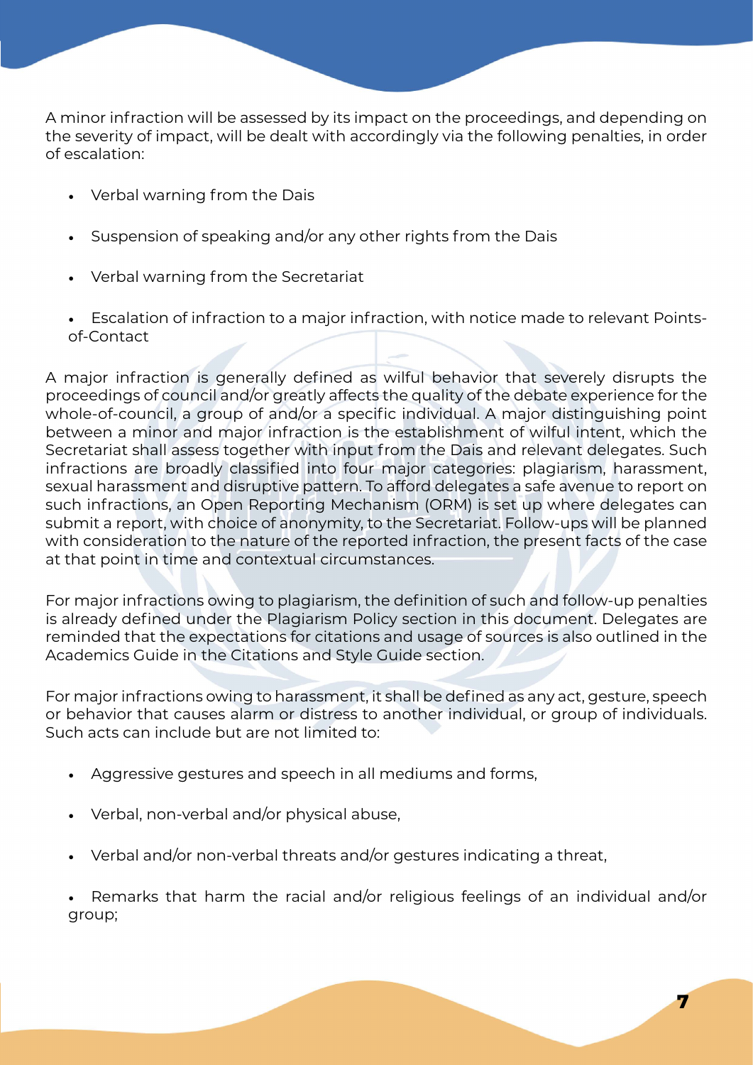A minor infraction will be assessed by its impact on the proceedings, and depending on the severity of impact, will be dealt with accordingly via the following penalties, in order of escalation:

- Verbal warning from the Dais
- Suspension of speaking and/or any other rights from the Dais
- Verbal warning from the Secretariat
- Escalation of infraction to a major infraction, with notice made to relevant Points-of-Contact

A major infraction is generally defined as wilful behavior that severely disrupts the proceedings of council and/or greatly affects the quality of the debate experience for the whole-of-council, a group of and/or a specific individual. A major distinguishing point between a minor and major infraction is the establishment of wilful intent, which the Secretariat shall assess together with input from the Dais and relevant delegates. Such infractions are broadly classified into four major categories: plagiarism, harassment, sexual harassment and disruptive pattern. To afford delegates a safe avenue to report on such infractions, an Open Reporting Mechanism (ORM) is set up where delegates can submit a report, with choice of anonymity, to the Secretariat. Follow-ups will be planned with consideration to the nature of the reported infraction, the present facts of the case at that point in time and contextual circumstances.

For major infractions owing to plagiarism, the definition of such and follow-up penalties is already defined under the Plagiarism Policy section in this document. Delegates are reminded that the expectations for citations and usage of sources is also outlined in the Academics Guide in the Citations and Style Guide section.

For major infractions owing to harassment, it shall be defined as any act, gesture, speech or behavior that causes alarm or distress to another individual, or group of individuals. Such acts can include but are not limited to:

- Aggressive gestures and speech in all mediums and forms,
- Verbal, non-verbal and/or physical abuse,
- Verbal and/or non-verbal threats and/or gestures indicating a threat,
- Remarks that harm the racial and/or religious feelings of an individual and/or group;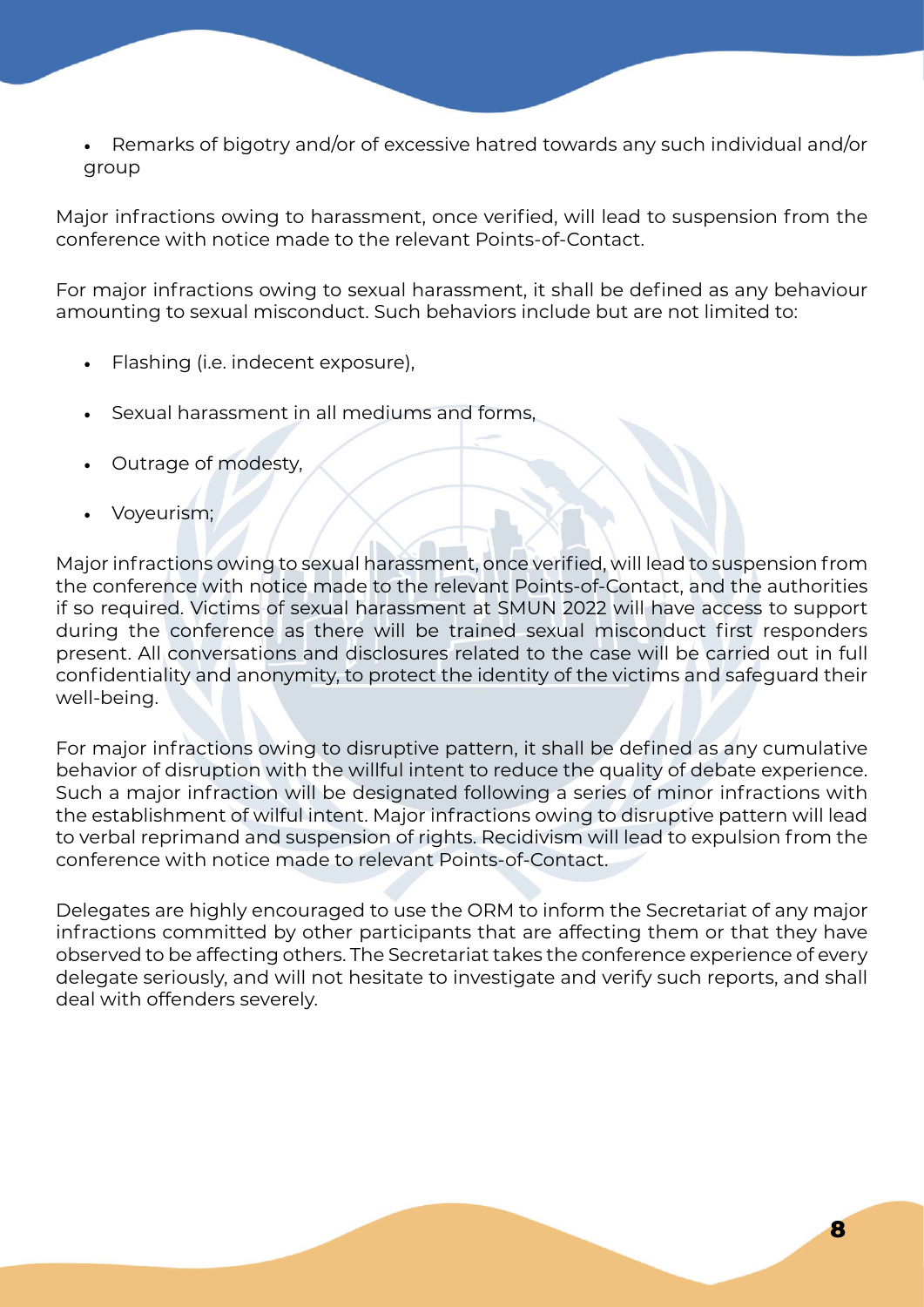- Remarks of bigotry and/or of excessive hatred towards any such individual and/or group

Major infractions owing to harassment, once verified, will lead to suspension from the conference with notice made to the relevant Points-of-Contact.

For major infractions owing to sexual harassment, it shall be defined as any behaviour amounting to sexual misconduct. Such behaviors include but are not limited to:

- Flashing (i.e. indecent exposure),
- Sexual harassment in all mediums and forms,
- Outrage of modesty,
- Voyeurism;

Major infractions owing to sexual harassment, once verified, will lead to suspension from the conference with notice made to the relevant Points-of-Contact, and the authorities if so required. Victims of sexual harassment at SMUN 2022 will have access to support during the conference as there will be trained sexual misconduct first responders present. All conversations and disclosures related to the case will be carried out in full confidentiality and anonymity, to protect the identity of the victims and safeguard their well-being.

For major infractions owing to disruptive pattern, it shall be defined as any cumulative behavior of disruption with the willful intent to reduce the quality of debate experience. Such a major infraction will be designated following a series of minor infractions with the establishment of wilful intent. Major infractions owing to disruptive pattern will lead to verbal reprimand and suspension of rights. Recidivism will lead to expulsion from the conference with notice made to relevant Points-of-Contact.

Delegates are highly encouraged to use the ORM to inform the Secretariat of any major infractions committed by other participants that are affecting them or that they have observed to be affecting others. The Secretariat takes the conference experience of every delegate seriously, and will not hesitate to investigate and verify such reports, and shall deal with offenders severely.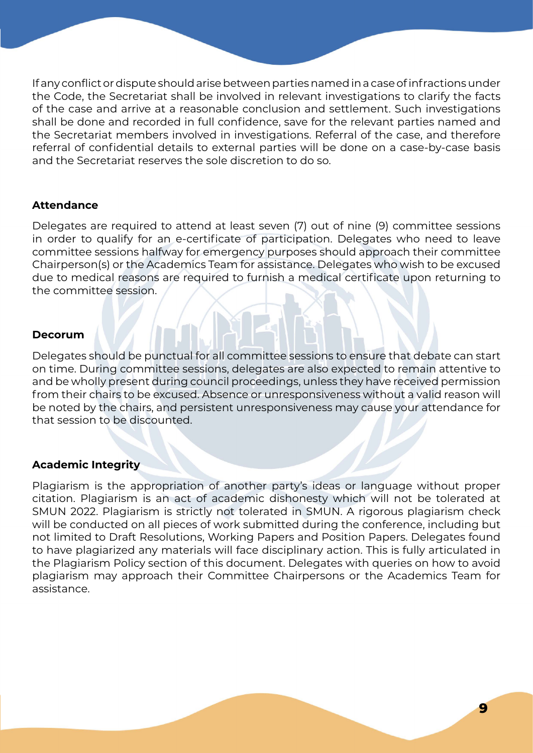If any conflict or dispute should arise between parties named in a case of infractions under the Code, the Secretariat shall be involved in relevant investigations to clarify the facts of the case and arrive at a reasonable conclusion and settlement. Such investigations shall be done and recorded in full confidence, save for the relevant parties named and the Secretariat members involved in investigations. Referral of the case, and therefore referral of confidential details to external parties will be done on a case-by-case basis and the Secretariat reserves the sole discretion to do so.

### Attendance

Delegates are required to attend at least seven (7) out of nine (9) committee sessions in order to qualify for an e-certificate of participation. Delegates who need to leave committee sessions halfway for emergency purposes should approach their committee Chairperson(s) or the Academics Team for assistance. Delegates who wish to be excused due to medical reasons are required to furnish a medical certificate upon returning to the committee session.

### Decorum

Delegates should be punctual for all committee sessions to ensure that debate can start on time. During committee sessions, delegates are also expected to remain attentive to and be wholly present during council proceedings, unless they have received permission from their chairs to be excused. Absence or unresponsiveness without a valid reason will be noted by the chairs, and persistent unresponsiveness may cause your attendance for that session to be discounted.

### Academic Integrity

Plagiarism is the appropriation of another party's ideas or language without proper citation. Plagiarism is an act of academic dishonesty which will not be tolerated at SMUN 2022. Plagiarism is strictly not tolerated in SMUN. A rigorous plagiarism check will be conducted on all pieces of work submitted during the conference, including but not limited to Draft Resolutions, Working Papers and Position Papers. Delegates found to have plagiarized any materials will face disciplinary action. This is fully articulated in the Plagiarism Policy section of this document. Delegates with queries on how to avoid plagiarism may approach their Committee Chairpersons or the Academics Team for assistance.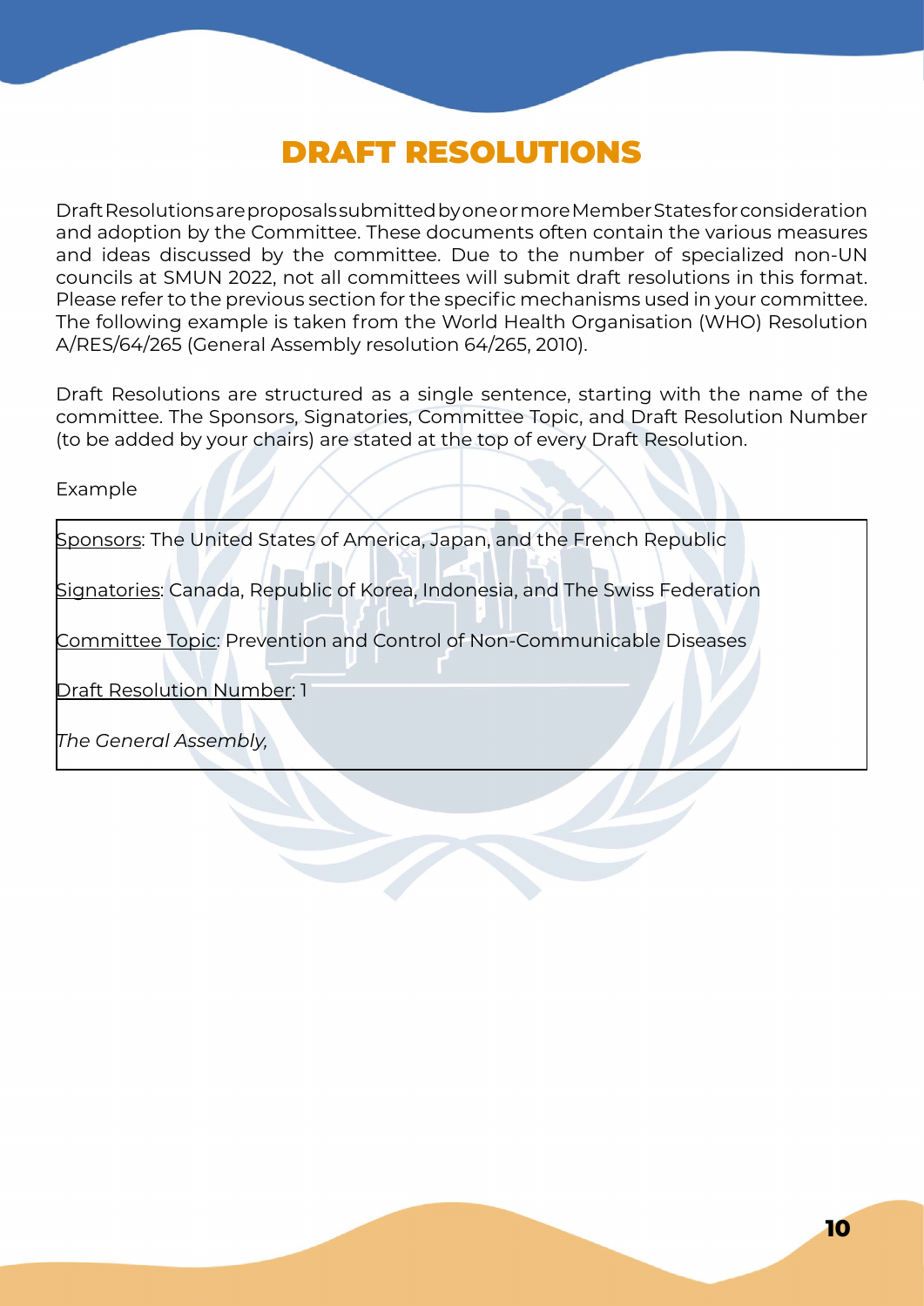# DRAFT RESOLUTIONS

Draft Resolutions are proposals submitted by one or more Member States for consideration and adoption by the Committee. These documents often contain the various measures and ideas discussed by the committee. Due to the number of specialized non-UN councils at SMUN 2022, not all committees will submit draft resolutions in this format. Please refer to the previous section for the specific mechanisms used in your committee. The following example is taken from the World Health Organisation (WHO) Resolution A/RES/64/265 (General Assembly resolution 64/265, 2010).

Draft Resolutions are structured as a single sentence, starting with the name of the committee. The Sponsors, Signatories, Committee Topic, and Draft Resolution Number (to be added by your chairs) are stated at the top of every Draft Resolution.

Example

> <u>Sponsors</u>: The United States of America, Japan, and the French Republic
>
> <u>Signatories</u>: Canada, Republic of Korea, Indonesia, and The Swiss Federation
>
> <u>Committee Topic</u>: Prevention and Control of Non-Communicable Diseases
>
> <u>Draft Resolution Number</u>: 1
>
> *The General Assembly,*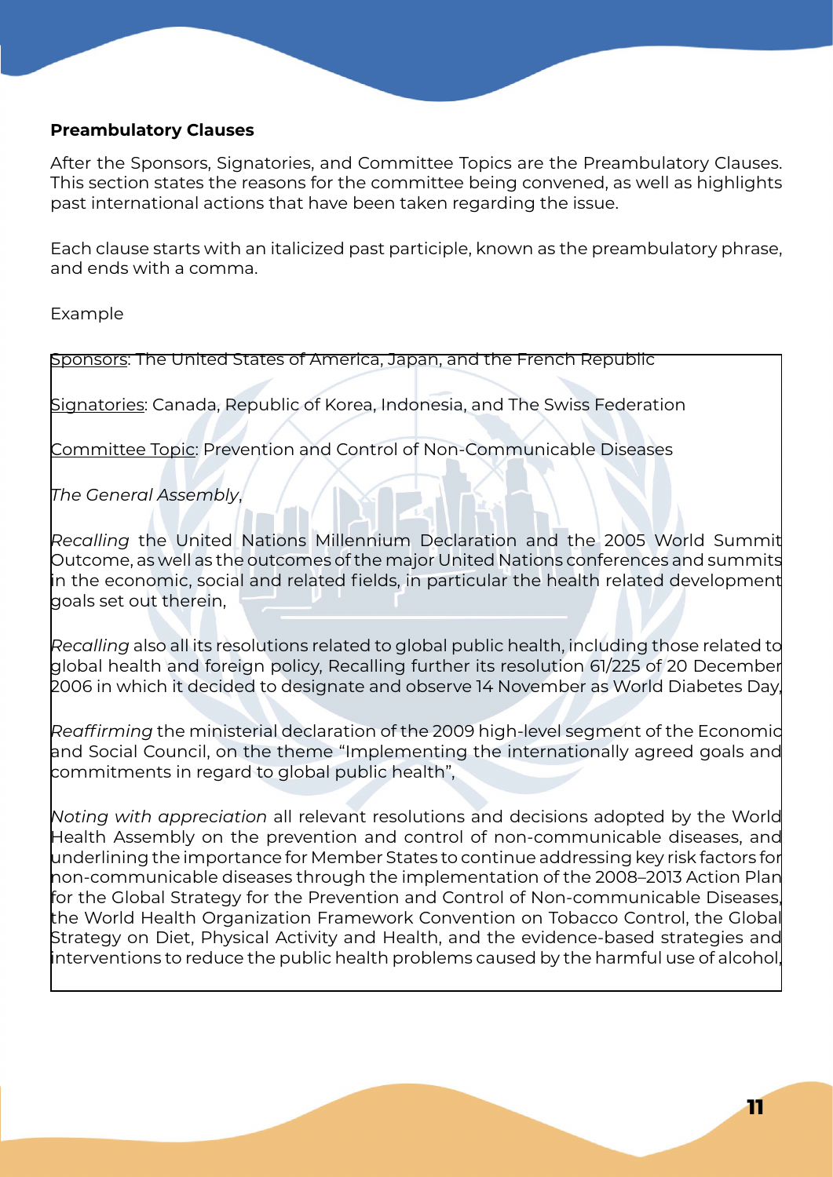**Preambulatory Clauses**

After the Sponsors, Signatories, and Committee Topics are the Preambulatory Clauses. This section states the reasons for the committee being convened, as well as highlights past international actions that have been taken regarding the issue.

Each clause starts with an italicized past participle, known as the preambulatory phrase, and ends with a comma.

Example

Sponsors: The United States of America, Japan, and the French Republic

Signatories: Canada, Republic of Korea, Indonesia, and The Swiss Federation

Committee Topic: Prevention and Control of Non-Communicable Diseases

*The General Assembly*,

*Recalling* the United Nations Millennium Declaration and the 2005 World Summit Outcome, as well as the outcomes of the major United Nations conferences and summits in the economic, social and related fields, in particular the health related development goals set out therein,

*Recalling* also all its resolutions related to global public health, including those related to global health and foreign policy, Recalling further its resolution 61/225 of 20 December 2006 in which it decided to designate and observe 14 November as World Diabetes Day,

*Reaffirming* the ministerial declaration of the 2009 high-level segment of the Economic and Social Council, on the theme "Implementing the internationally agreed goals and commitments in regard to global public health",

*Noting with appreciation* all relevant resolutions and decisions adopted by the World Health Assembly on the prevention and control of non-communicable diseases, and underlining the importance for Member States to continue addressing key risk factors for non-communicable diseases through the implementation of the 2008–2013 Action Plan for the Global Strategy for the Prevention and Control of Non-communicable Diseases, the World Health Organization Framework Convention on Tobacco Control, the Global Strategy on Diet, Physical Activity and Health, and the evidence-based strategies and interventions to reduce the public health problems caused by the harmful use of alcohol,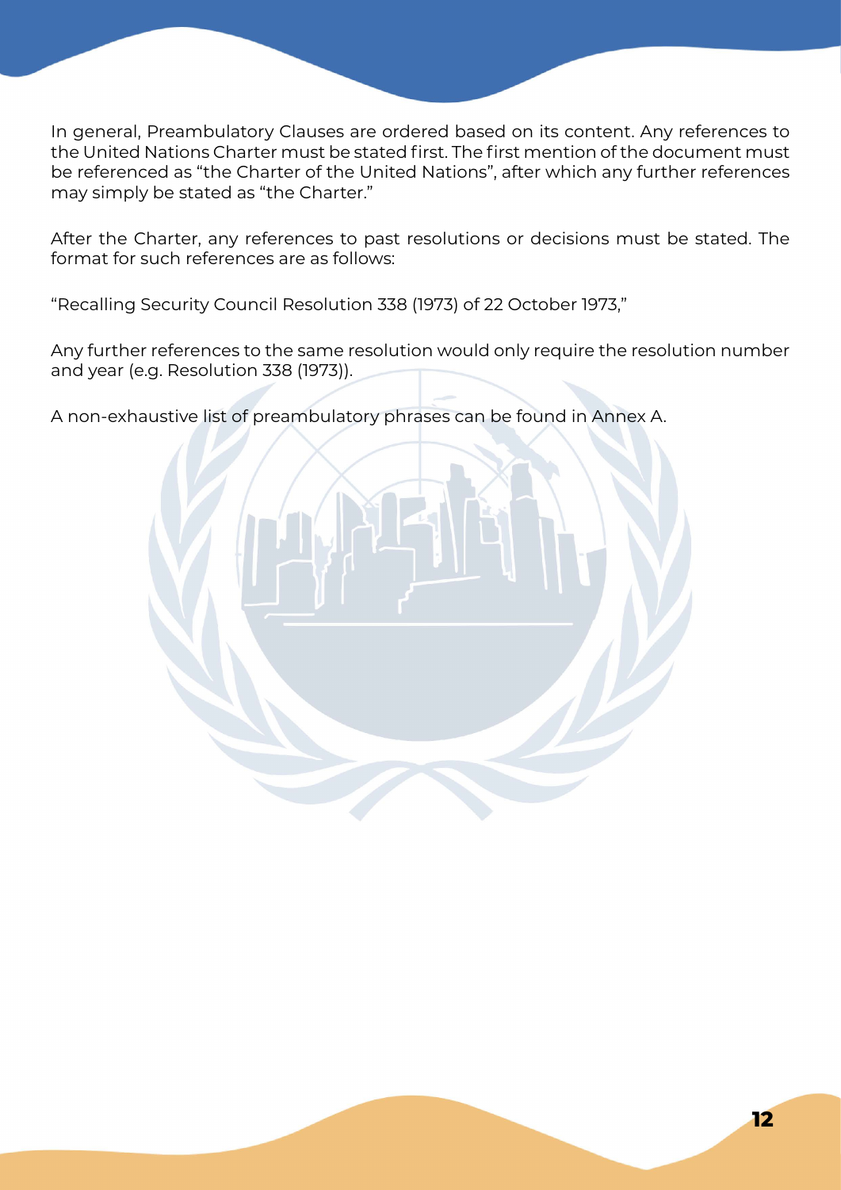In general, Preambulatory Clauses are ordered based on its content. Any references to the United Nations Charter must be stated first. The first mention of the document must be referenced as “the Charter of the United Nations”, after which any further references may simply be stated as “the Charter.”

After the Charter, any references to past resolutions or decisions must be stated. The format for such references are as follows:

“Recalling Security Council Resolution 338 (1973) of 22 October 1973,”

Any further references to the same resolution would only require the resolution number and year (e.g. Resolution 338 (1973)).

A non-exhaustive list of preambulatory phrases can be found in Annex A.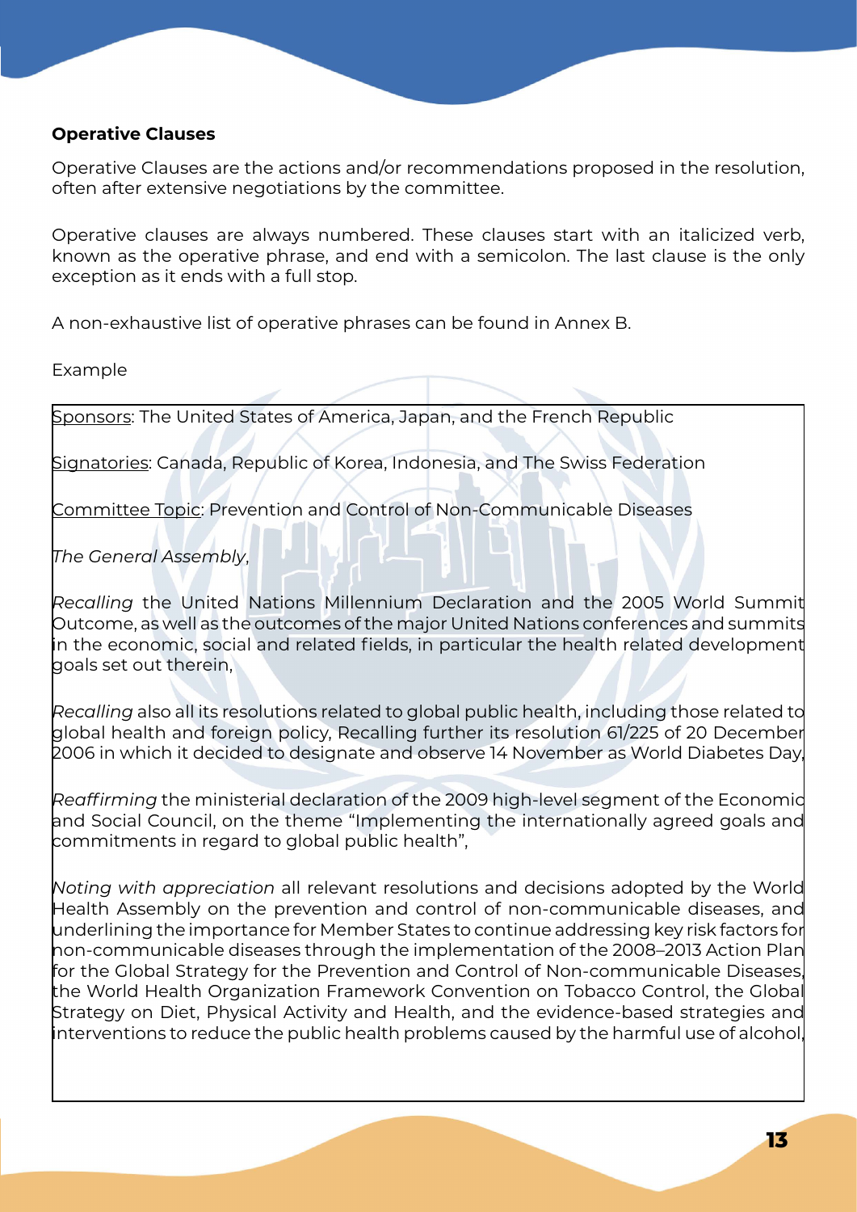**Operative Clauses**

Operative Clauses are the actions and/or recommendations proposed in the resolution, often after extensive negotiations by the committee.

Operative clauses are always numbered. These clauses start with an italicized verb, known as the operative phrase, and end with a semicolon. The last clause is the only exception as it ends with a full stop.

A non-exhaustive list of operative phrases can be found in Annex B.

Example

<u>Sponsors</u>: The United States of America, Japan, and the French Republic

<u>Signatories</u>: Canada, Republic of Korea, Indonesia, and The Swiss Federation

<u>Committee Topic</u>: Prevention and Control of Non-Communicable Diseases

*The General Assembly*,

*Recalling* the United Nations Millennium Declaration and the 2005 World Summit Outcome, as well as the outcomes of the major United Nations conferences and summits in the economic, social and related fields, in particular the health related development goals set out therein,

*Recalling* also all its resolutions related to global public health, including those related to global health and foreign policy, Recalling further its resolution 61/225 of 20 December 2006 in which it decided to designate and observe 14 November as World Diabetes Day,

*Reaffirming* the ministerial declaration of the 2009 high-level segment of the Economic and Social Council, on the theme "Implementing the internationally agreed goals and commitments in regard to global public health",

*Noting with appreciation* all relevant resolutions and decisions adopted by the World Health Assembly on the prevention and control of non-communicable diseases, and underlining the importance for Member States to continue addressing key risk factors for non-communicable diseases through the implementation of the 2008–2013 Action Plan for the Global Strategy for the Prevention and Control of Non-communicable Diseases, the World Health Organization Framework Convention on Tobacco Control, the Global Strategy on Diet, Physical Activity and Health, and the evidence-based strategies and interventions to reduce the public health problems caused by the harmful use of alcohol,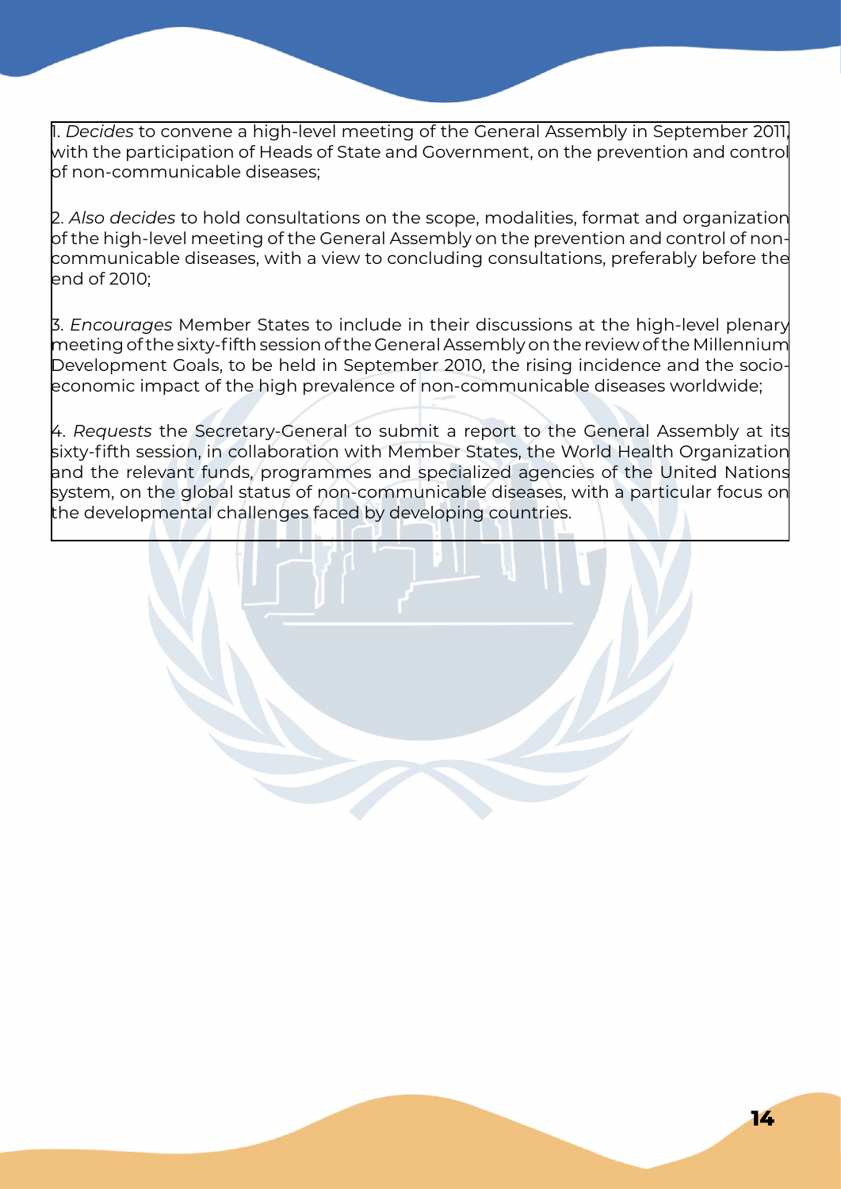1. *Decides* to convene a high-level meeting of the General Assembly in September 2011, with the participation of Heads of State and Government, on the prevention and control of non-communicable diseases;

2. *Also decides* to hold consultations on the scope, modalities, format and organization of the high-level meeting of the General Assembly on the prevention and control of non-communicable diseases, with a view to concluding consultations, preferably before the end of 2010;

3. *Encourages* Member States to include in their discussions at the high-level plenary meeting of the sixty-fifth session of the General Assembly on the review of the Millennium Development Goals, to be held in September 2010, the rising incidence and the socio-economic impact of the high prevalence of non-communicable diseases worldwide;

4. *Requests* the Secretary-General to submit a report to the General Assembly at its sixty-fifth session, in collaboration with Member States, the World Health Organization and the relevant funds, programmes and specialized agencies of the United Nations system, on the global status of non-communicable diseases, with a particular focus on the developmental challenges faced by developing countries.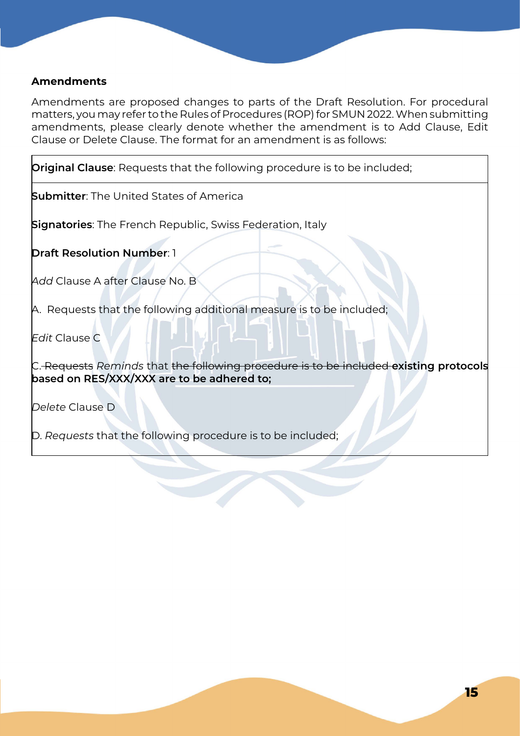### Amendments

Amendments are proposed changes to parts of the Draft Resolution. For procedural matters, you may refer to the Rules of Procedures (ROP) for SMUN 2022. When submitting amendments, please clearly denote whether the amendment is to Add Clause, Edit Clause or Delete Clause. The format for an amendment is as follows:

**Original Clause**: Requests that the following procedure is to be included;

**Submitter**: The United States of America

**Signatories**: The French Republic, Swiss Federation, Italy

**Draft Resolution Number**: 1

*Add* Clause A after Clause No. B

A. Requests that the following additional measure is to be included;

*Edit* Clause C

C. ~~Requests~~ *Reminds* that ~~the following procedure is to be included~~ **existing protocols based on RES/XXX/XXX are to be adhered to;**

*Delete* Clause D

D. *Requests* that the following procedure is to be included;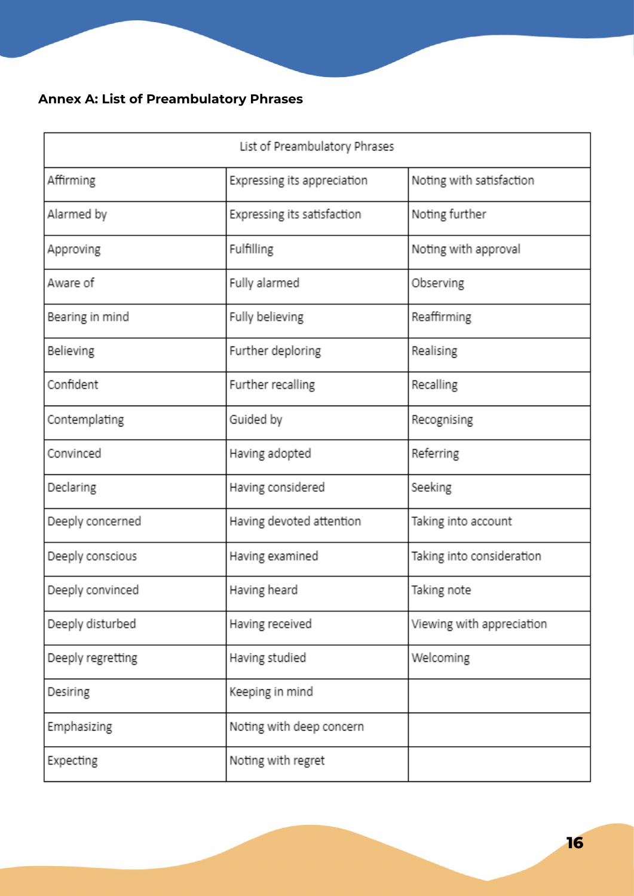### Annex A: List of Preambulatory Phrases

| List of Preambulatory Phrases | | |
|---|---|---|
| Affirming | Expressing its appreciation | Noting with satisfaction |
| Alarmed by | Expressing its satisfaction | Noting further |
| Approving | Fulfilling | Noting with approval |
| Aware of | Fully alarmed | Observing |
| Bearing in mind | Fully believing | Reaffirming |
| Believing | Further deploring | Realising |
| Confident | Further recalling | Recalling |
| Contemplating | Guided by | Recognising |
| Convinced | Having adopted | Referring |
| Declaring | Having considered | Seeking |
| Deeply concerned | Having devoted attention | Taking into account |
| Deeply conscious | Having examined | Taking into consideration |
| Deeply convinced | Having heard | Taking note |
| Deeply disturbed | Having received | Viewing with appreciation |
| Deeply regretting | Having studied | Welcoming |
| Desiring | Keeping in mind | |
| Emphasizing | Noting with deep concern | |
| Expecting | Noting with regret | |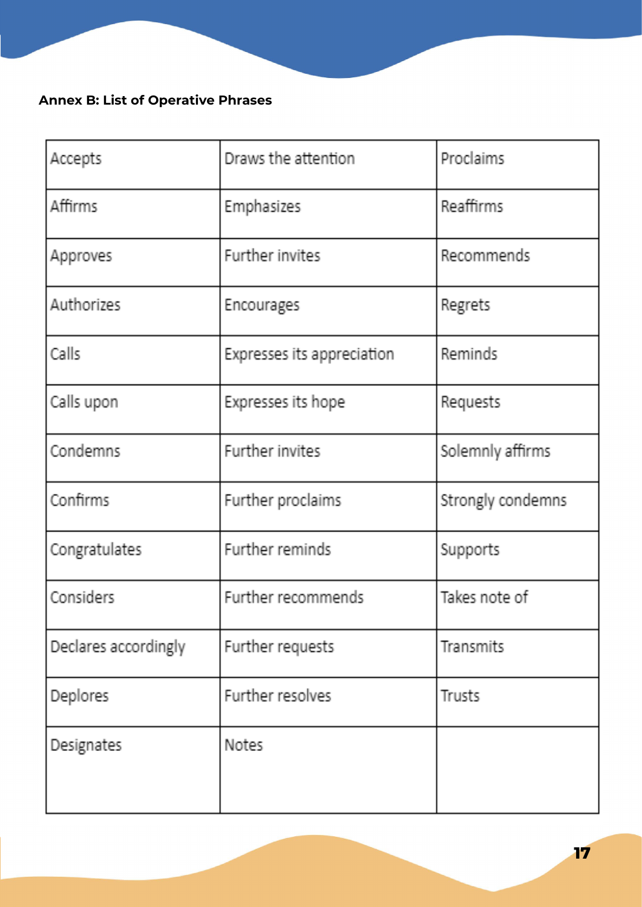**Annex B: List of Operative Phrases**

| Accepts | Draws the attention | Proclaims |
|---|---|---|
| Affirms | Emphasizes | Reaffirms |
| Approves | Further invites | Recommends |
| Authorizes | Encourages | Regrets |
| Calls | Expresses its appreciation | Reminds |
| Calls upon | Expresses its hope | Requests |
| Condemns | Further invites | Solemnly affirms |
| Confirms | Further proclaims | Strongly condemns |
| Congratulates | Further reminds | Supports |
| Considers | Further recommends | Takes note of |
| Declares accordingly | Further requests | Transmits |
| Deplores | Further resolves | Trusts |
| Designates | Notes | |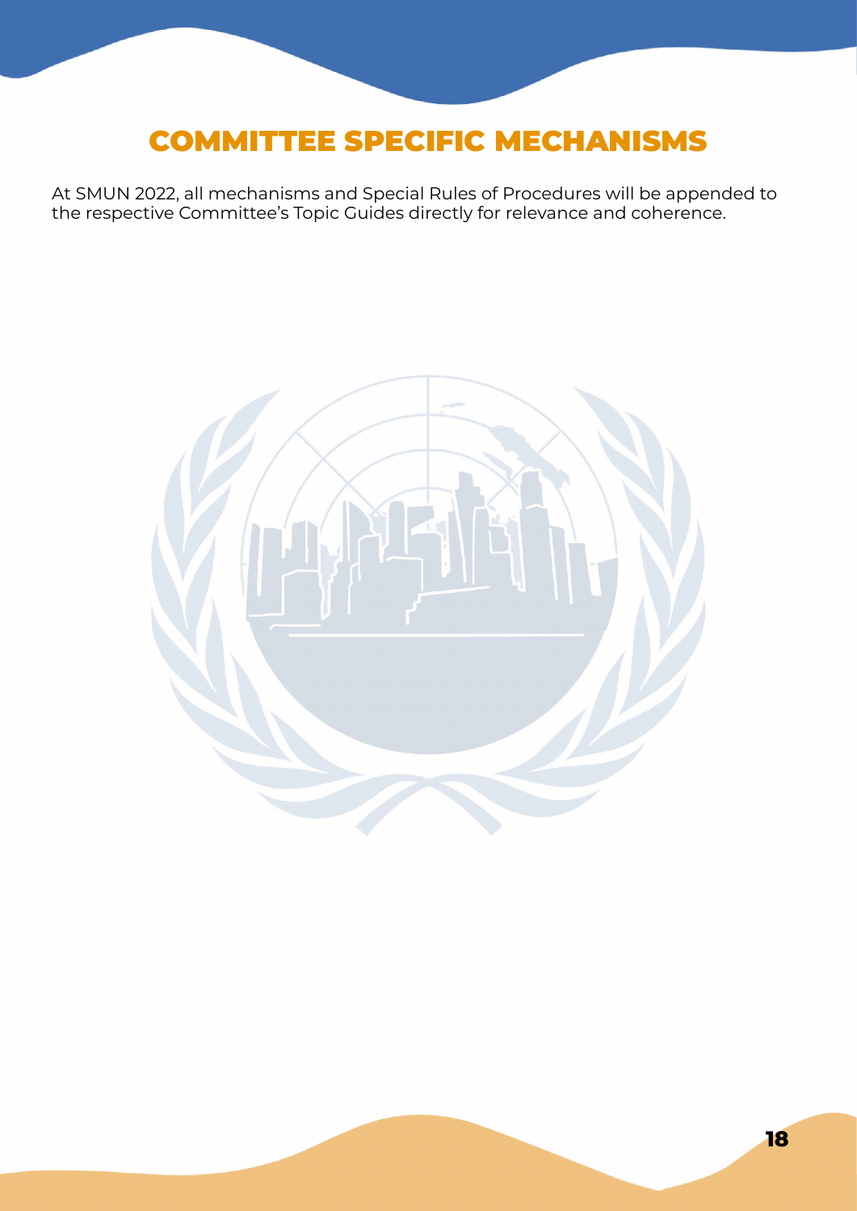# COMMITTEE SPECIFIC MECHANISMS

At SMUN 2022, all mechanisms and Special Rules of Procedures will be appended to the respective Committee's Topic Guides directly for relevance and coherence.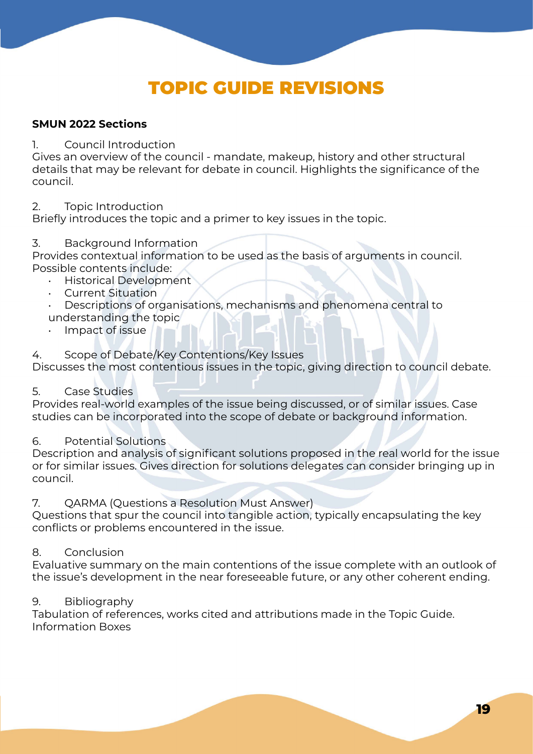# TOPIC GUIDE REVISIONS

**SMUN 2022 Sections**

1. Council Introduction

Gives an overview of the council - mandate, makeup, history and other structural details that may be relevant for debate in council. Highlights the significance of the council.

2. Topic Introduction

Briefly introduces the topic and a primer to key issues in the topic.

3. Background Information

Provides contextual information to be used as the basis of arguments in council. Possible contents include:

- Historical Development
- Current Situation
- Descriptions of organisations, mechanisms and phenomena central to understanding the topic
- Impact of issue

4. Scope of Debate/Key Contentions/Key Issues

Discusses the most contentious issues in the topic, giving direction to council debate.

5. Case Studies

Provides real-world examples of the issue being discussed, or of similar issues. Case studies can be incorporated into the scope of debate or background information.

6. Potential Solutions

Description and analysis of significant solutions proposed in the real world for the issue or for similar issues. Gives direction for solutions delegates can consider bringing up in council.

7. QARMA (Questions a Resolution Must Answer)

Questions that spur the council into tangible action, typically encapsulating the key conflicts or problems encountered in the issue.

8. Conclusion

Evaluative summary on the main contentions of the issue complete with an outlook of the issue's development in the near foreseeable future, or any other coherent ending.

9. Bibliography

Tabulation of references, works cited and attributions made in the Topic Guide.
Information Boxes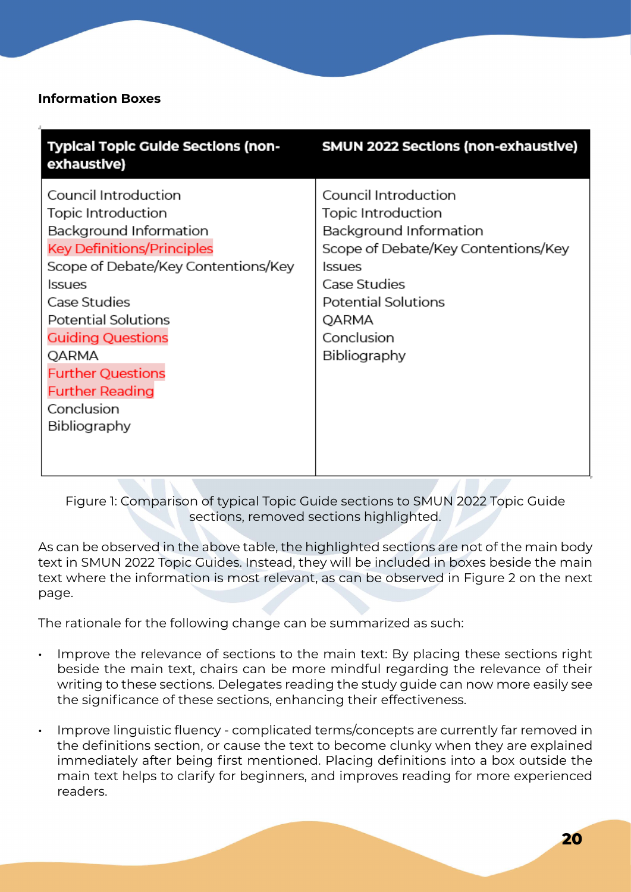**Information Boxes**

| Typical Topic Guide Sections (non-exhaustive) | SMUN 2022 Sections (non-exhaustive) |
| --- | --- |
| Council Introduction<br>Topic Introduction<br>Background Information<br>Key Definitions/Principles<br>Scope of Debate/Key Contentions/Key Issues<br>Case Studies<br>Potential Solutions<br>Guiding Questions<br>QARMA<br>Further Questions<br>Further Reading<br>Conclusion<br>Bibliography | Council Introduction<br>Topic Introduction<br>Background Information<br>Scope of Debate/Key Contentions/Key Issues<br>Case Studies<br>Potential Solutions<br>QARMA<br>Conclusion<br>Bibliography |

Figure 1: Comparison of typical Topic Guide sections to SMUN 2022 Topic Guide sections, removed sections highlighted.

As can be observed in the above table, the highlighted sections are not of the main body text in SMUN 2022 Topic Guides. Instead, they will be included in boxes beside the main text where the information is most relevant, as can be observed in Figure 2 on the next page.

The rationale for the following change can be summarized as such:

- Improve the relevance of sections to the main text: By placing these sections right beside the main text, chairs can be more mindful regarding the relevance of their writing to these sections. Delegates reading the study guide can now more easily see the significance of these sections, enhancing their effectiveness.

- Improve linguistic fluency - complicated terms/concepts are currently far removed in the definitions section, or cause the text to become clunky when they are explained immediately after being first mentioned. Placing definitions into a box outside the main text helps to clarify for beginners, and improves reading for more experienced readers.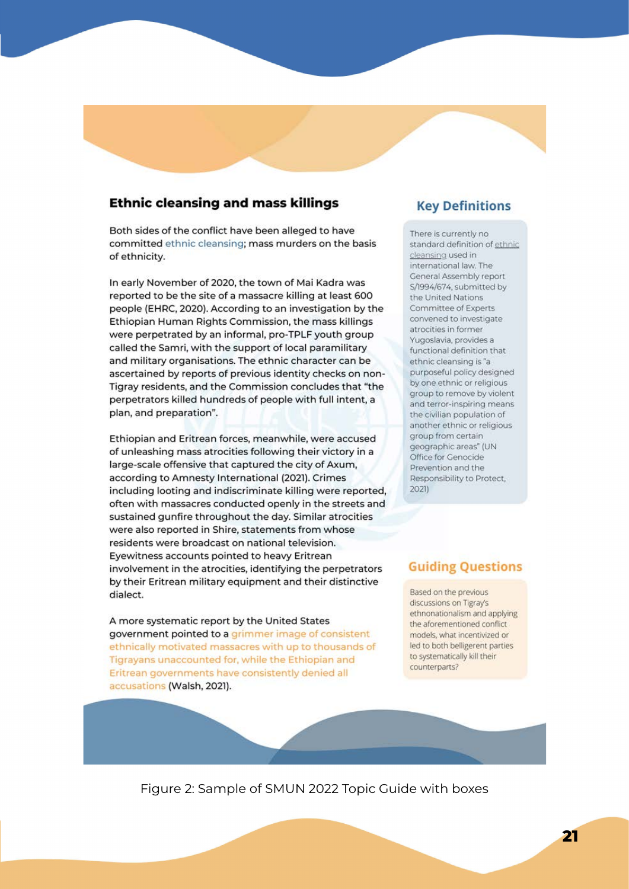## Ethnic cleansing and mass killings

Both sides of the conflict have been alleged to have committed ethnic cleansing; mass murders on the basis of ethnicity.

In early November of 2020, the town of Mai Kadra was reported to be the site of a massacre killing at least 600 people (EHRC, 2020). According to an investigation by the Ethiopian Human Rights Commission, the mass killings were perpetrated by an informal, pro-TPLF youth group called the Samri, with the support of local paramilitary and military organisations. The ethnic character can be ascertained by reports of previous identity checks on non-Tigray residents, and the Commission concludes that "the perpetrators killed hundreds of people with full intent, a plan, and preparation".

Ethiopian and Eritrean forces, meanwhile, were accused of unleashing mass atrocities following their victory in a large-scale offensive that captured the city of Axum, according to Amnesty International (2021). Crimes including looting and indiscriminate killing were reported, often with massacres conducted openly in the streets and sustained gunfire throughout the day. Similar atrocities were also reported in Shire, statements from whose residents were broadcast on national television. Eyewitness accounts pointed to heavy Eritrean involvement in the atrocities, identifying the perpetrators by their Eritrean military equipment and their distinctive dialect.

A more systematic report by the United States government pointed to a grimmer image of consistent ethnically motivated massacres with up to thousands of Tigrayans unaccounted for, while the Ethiopian and Eritrean governments have consistently denied all accusations (Walsh, 2021).

### Key Definitions

There is currently no standard definition of ethnic cleansing used in international law. The General Assembly report S/1994/674, submitted by the United Nations Committee of Experts convened to investigate atrocities in former Yugoslavia, provides a functional definition that ethnic cleansing is "a purposeful policy designed by one ethnic or religious group to remove by violent and terror-inspiring means the civilian population of another ethnic or religious group from certain geographic areas" (UN Office for Genocide Prevention and the Responsibility to Protect, 2021)

### Guiding Questions

Based on the previous discussions on Tigray's ethnonationalism and applying the aforementioned conflict models, what incentivized or led to both belligerent parties to systematically kill their counterparts?

Figure 2: Sample of SMUN 2022 Topic Guide with boxes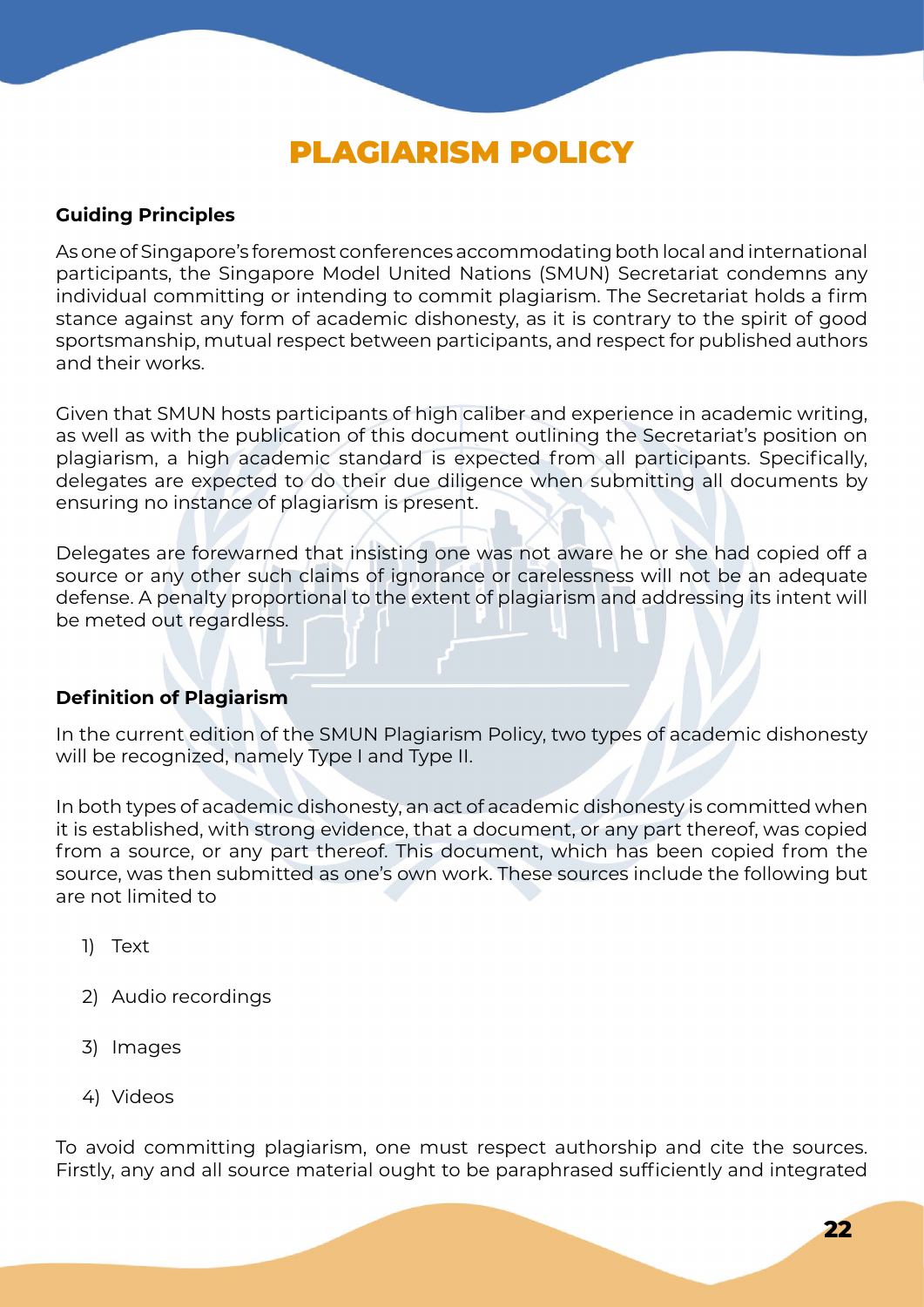# PLAGIARISM POLICY

**Guiding Principles**

As one of Singapore's foremost conferences accommodating both local and international participants, the Singapore Model United Nations (SMUN) Secretariat condemns any individual committing or intending to commit plagiarism. The Secretariat holds a firm stance against any form of academic dishonesty, as it is contrary to the spirit of good sportsmanship, mutual respect between participants, and respect for published authors and their works.

Given that SMUN hosts participants of high caliber and experience in academic writing, as well as with the publication of this document outlining the Secretariat's position on plagiarism, a high academic standard is expected from all participants. Specifically, delegates are expected to do their due diligence when submitting all documents by ensuring no instance of plagiarism is present.

Delegates are forewarned that insisting one was not aware he or she had copied off a source or any other such claims of ignorance or carelessness will not be an adequate defense. A penalty proportional to the extent of plagiarism and addressing its intent will be meted out regardless.

**Definition of Plagiarism**

In the current edition of the SMUN Plagiarism Policy, two types of academic dishonesty will be recognized, namely Type I and Type II.

In both types of academic dishonesty, an act of academic dishonesty is committed when it is established, with strong evidence, that a document, or any part thereof, was copied from a source, or any part thereof. This document, which has been copied from the source, was then submitted as one's own work. These sources include the following but are not limited to

1) Text
2) Audio recordings
3) Images
4) Videos

To avoid committing plagiarism, one must respect authorship and cite the sources. Firstly, any and all source material ought to be paraphrased sufficiently and integrated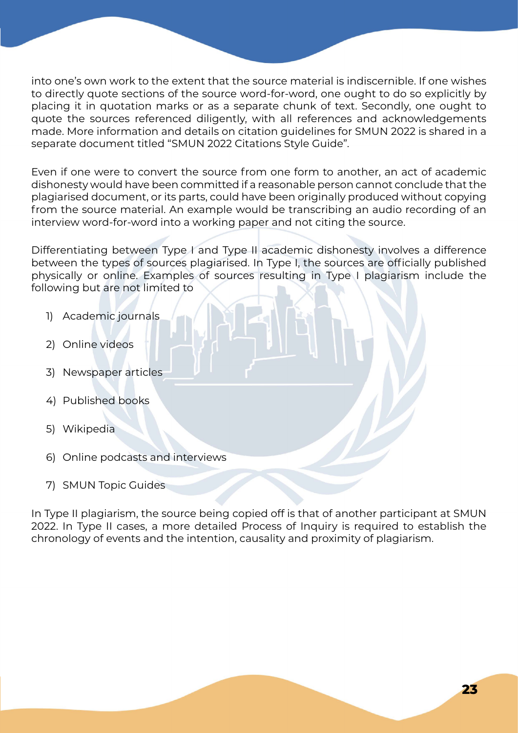into one's own work to the extent that the source material is indiscernible. If one wishes to directly quote sections of the source word-for-word, one ought to do so explicitly by placing it in quotation marks or as a separate chunk of text. Secondly, one ought to quote the sources referenced diligently, with all references and acknowledgements made. More information and details on citation guidelines for SMUN 2022 is shared in a separate document titled "SMUN 2022 Citations Style Guide".

Even if one were to convert the source from one form to another, an act of academic dishonesty would have been committed if a reasonable person cannot conclude that the plagiarised document, or its parts, could have been originally produced without copying from the source material. An example would be transcribing an audio recording of an interview word-for-word into a working paper and not citing the source.

Differentiating between Type I and Type II academic dishonesty involves a difference between the types of sources plagiarised. In Type I, the sources are officially published physically or online. Examples of sources resulting in Type I plagiarism include the following but are not limited to

1) Academic journals
2) Online videos
3) Newspaper articles
4) Published books
5) Wikipedia
6) Online podcasts and interviews
7) SMUN Topic Guides

In Type II plagiarism, the source being copied off is that of another participant at SMUN 2022. In Type II cases, a more detailed Process of Inquiry is required to establish the chronology of events and the intention, causality and proximity of plagiarism.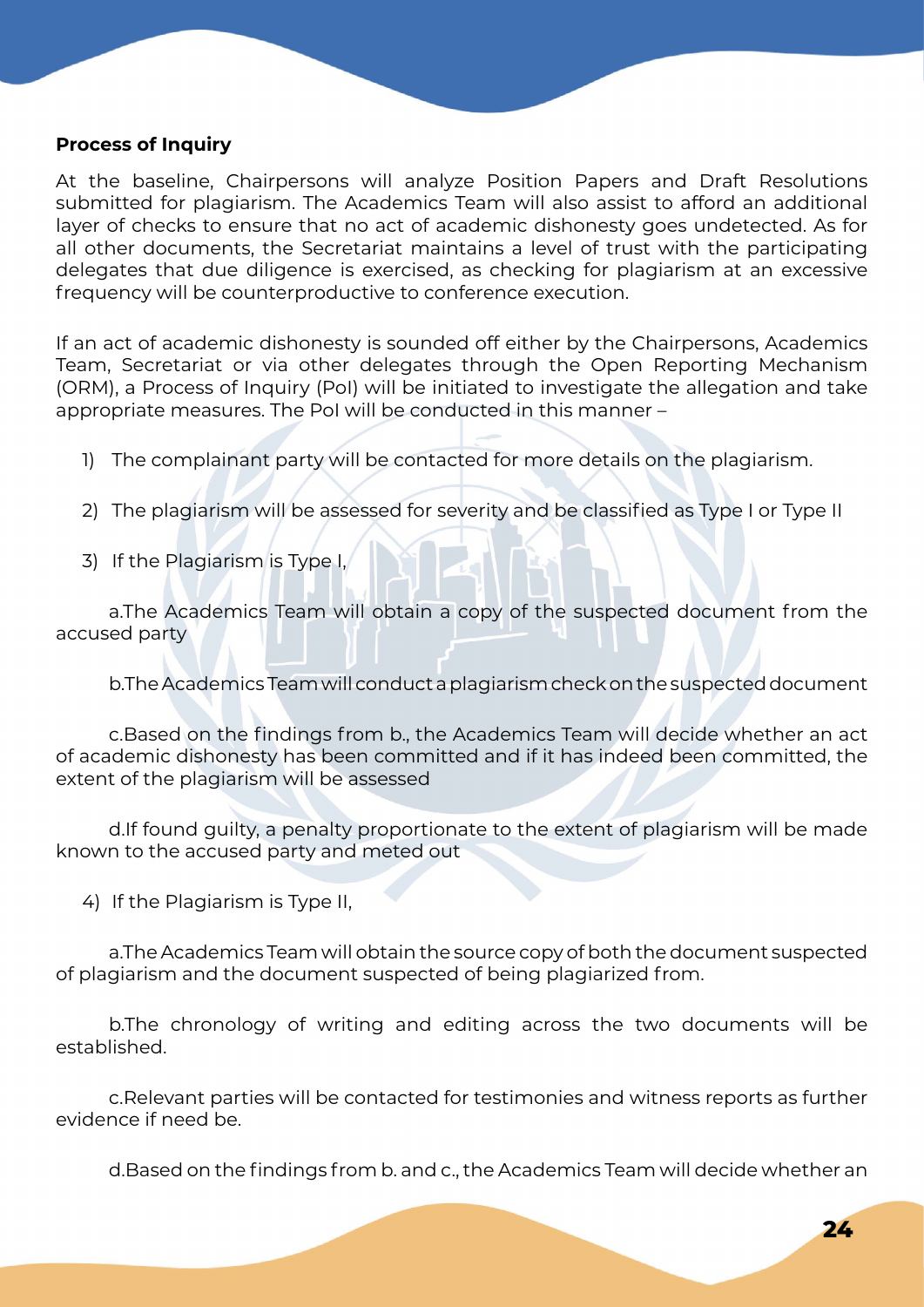**Process of Inquiry**

At the baseline, Chairpersons will analyze Position Papers and Draft Resolutions submitted for plagiarism. The Academics Team will also assist to afford an additional layer of checks to ensure that no act of academic dishonesty goes undetected. As for all other documents, the Secretariat maintains a level of trust with the participating delegates that due diligence is exercised, as checking for plagiarism at an excessive frequency will be counterproductive to conference execution.

If an act of academic dishonesty is sounded off either by the Chairpersons, Academics Team, Secretariat or via other delegates through the Open Reporting Mechanism (ORM), a Process of Inquiry (PoI) will be initiated to investigate the allegation and take appropriate measures. The PoI will be conducted in this manner –

1) The complainant party will be contacted for more details on the plagiarism.

2) The plagiarism will be assessed for severity and be classified as Type I or Type II

3) If the Plagiarism is Type I,

   a. The Academics Team will obtain a copy of the suspected document from the accused party

   b. The Academics Team will conduct a plagiarism check on the suspected document

   c. Based on the findings from b., the Academics Team will decide whether an act of academic dishonesty has been committed and if it has indeed been committed, the extent of the plagiarism will be assessed

   d. If found guilty, a penalty proportionate to the extent of plagiarism will be made known to the accused party and meted out

4) If the Plagiarism is Type II,

   a. The Academics Team will obtain the source copy of both the document suspected of plagiarism and the document suspected of being plagiarized from.

   b. The chronology of writing and editing across the two documents will be established.

   c. Relevant parties will be contacted for testimonies and witness reports as further evidence if need be.

   d. Based on the findings from b. and c., the Academics Team will decide whether an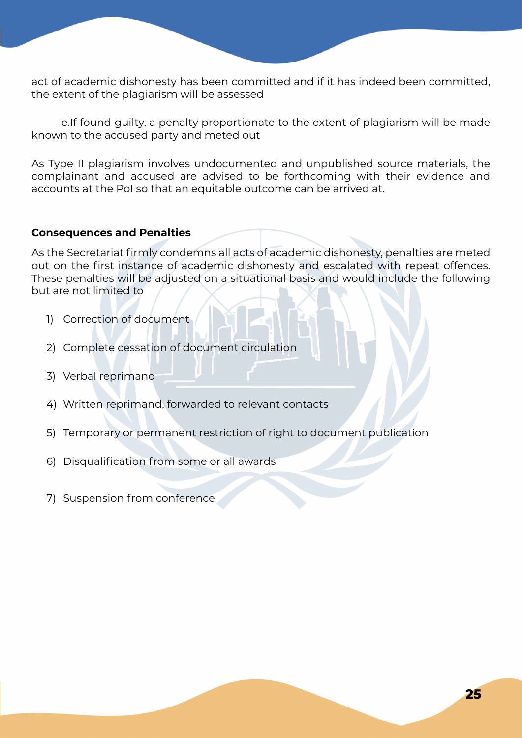act of academic dishonesty has been committed and if it has indeed been committed, the extent of the plagiarism will be assessed

e. If found guilty, a penalty proportionate to the extent of plagiarism will be made known to the accused party and meted out

As Type II plagiarism involves undocumented and unpublished source materials, the complainant and accused are advised to be forthcoming with their evidence and accounts at the PoI so that an equitable outcome can be arrived at.

**Consequences and Penalties**

As the Secretariat firmly condemns all acts of academic dishonesty, penalties are meted out on the first instance of academic dishonesty and escalated with repeat offences. These penalties will be adjusted on a situational basis and would include the following but are not limited to

1) Correction of document
2) Complete cessation of document circulation
3) Verbal reprimand
4) Written reprimand, forwarded to relevant contacts
5) Temporary or permanent restriction of right to document publication
6) Disqualification from some or all awards
7) Suspension from conference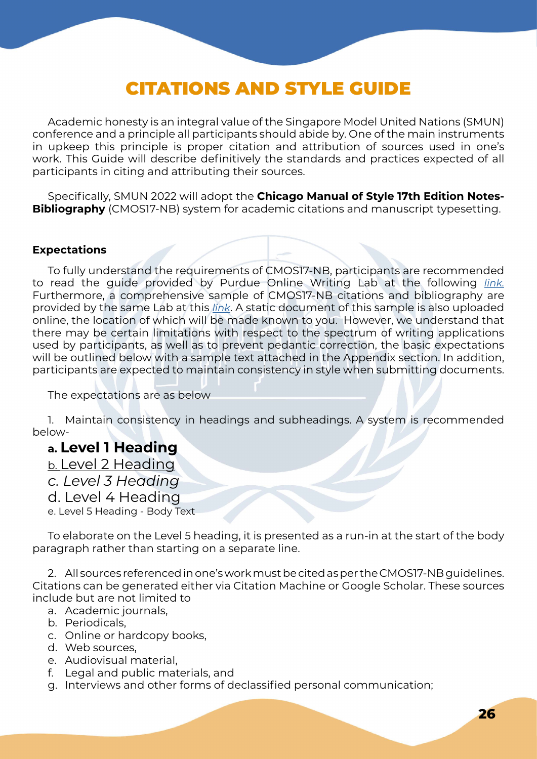# CITATIONS AND STYLE GUIDE

Academic honesty is an integral value of the Singapore Model United Nations (SMUN) conference and a principle all participants should abide by. One of the main instruments in upkeep this principle is proper citation and attribution of sources used in one's work. This Guide will describe definitively the standards and practices expected of all participants in citing and attributing their sources.

Specifically, SMUN 2022 will adopt the **Chicago Manual of Style 17th Edition Notes-Bibliography** (CMOS17-NB) system for academic citations and manuscript typesetting.

**Expectations**

To fully understand the requirements of CMOS17-NB, participants are recommended to read the guide provided by Purdue Online Writing Lab at the following *link.* Furthermore, a comprehensive sample of CMOS17-NB citations and bibliography are provided by the same Lab at this *link*. A static document of this sample is also uploaded online, the location of which will be made known to you. However, we understand that there may be certain limitations with respect to the spectrum of writing applications used by participants, as well as to prevent pedantic correction, the basic expectations will be outlined below with a sample text attached in the Appendix section. In addition, participants are expected to maintain consistency in style when submitting documents.

The expectations are as below

1. Maintain consistency in headings and subheadings. A system is recommended below-

**a. Level 1 Heading**
<u>b. Level 2 Heading</u>
*c. Level 3 Heading*
d. Level 4 Heading
e. Level 5 Heading - Body Text

To elaborate on the Level 5 heading, it is presented as a run-in at the start of the body paragraph rather than starting on a separate line.

2. All sources referenced in one's work must be cited as per the CMOS17-NB guidelines. Citations can be generated either via Citation Machine or Google Scholar. These sources include but are not limited to

a. Academic journals,
b. Periodicals,
c. Online or hardcopy books,
d. Web sources,
e. Audiovisual material,
f. Legal and public materials, and
g. Interviews and other forms of declassified personal communication;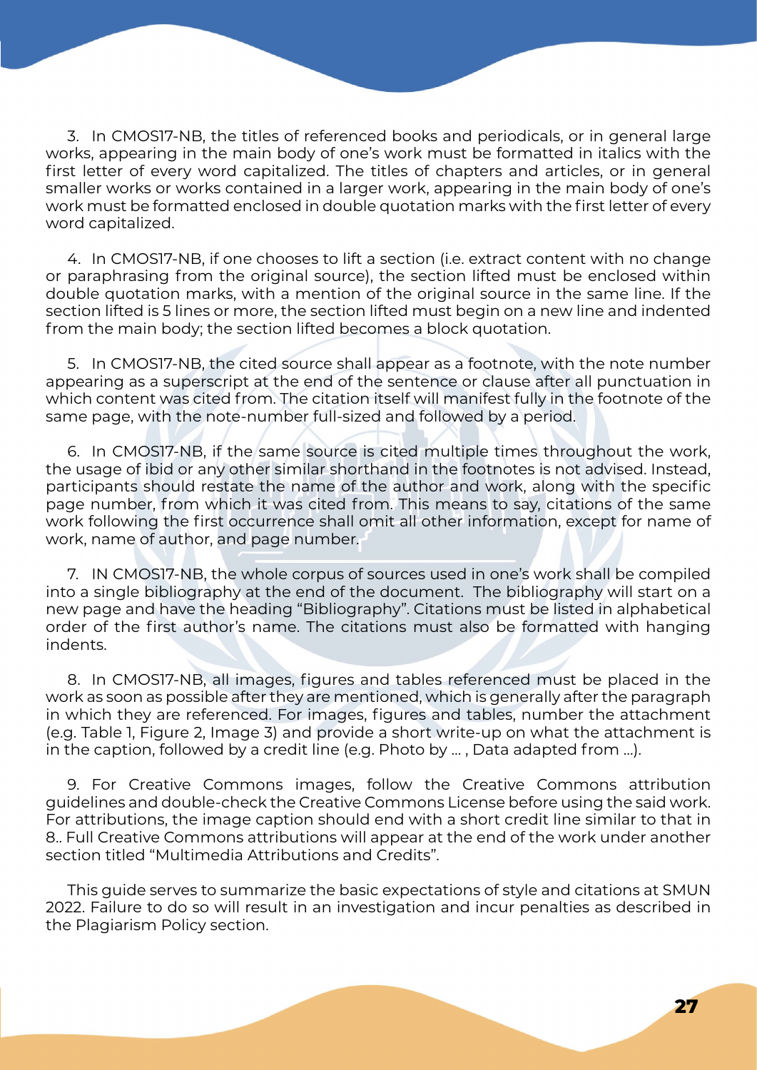3. In CMOS17-NB, the titles of referenced books and periodicals, or in general large works, appearing in the main body of one's work must be formatted in italics with the first letter of every word capitalized. The titles of chapters and articles, or in general smaller works or works contained in a larger work, appearing in the main body of one's work must be formatted enclosed in double quotation marks with the first letter of every word capitalized.

4. In CMOS17-NB, if one chooses to lift a section (i.e. extract content with no change or paraphrasing from the original source), the section lifted must be enclosed within double quotation marks, with a mention of the original source in the same line. If the section lifted is 5 lines or more, the section lifted must begin on a new line and indented from the main body; the section lifted becomes a block quotation.

5. In CMOS17-NB, the cited source shall appear as a footnote, with the note number appearing as a superscript at the end of the sentence or clause after all punctuation in which content was cited from. The citation itself will manifest fully in the footnote of the same page, with the note-number full-sized and followed by a period.

6. In CMOS17-NB, if the same source is cited multiple times throughout the work, the usage of ibid or any other similar shorthand in the footnotes is not advised. Instead, participants should restate the name of the author and work, along with the specific page number, from which it was cited from. This means to say, citations of the same work following the first occurrence shall omit all other information, except for name of work, name of author, and page number.

7. IN CMOS17-NB, the whole corpus of sources used in one's work shall be compiled into a single bibliography at the end of the document. The bibliography will start on a new page and have the heading "Bibliography". Citations must be listed in alphabetical order of the first author's name. The citations must also be formatted with hanging indents.

8. In CMOS17-NB, all images, figures and tables referenced must be placed in the work as soon as possible after they are mentioned, which is generally after the paragraph in which they are referenced. For images, figures and tables, number the attachment (e.g. Table 1, Figure 2, Image 3) and provide a short write-up on what the attachment is in the caption, followed by a credit line (e.g. Photo by ... , Data adapted from ...).

9. For Creative Commons images, follow the Creative Commons attribution guidelines and double-check the Creative Commons License before using the said work. For attributions, the image caption should end with a short credit line similar to that in 8.. Full Creative Commons attributions will appear at the end of the work under another section titled "Multimedia Attributions and Credits".

This guide serves to summarize the basic expectations of style and citations at SMUN 2022. Failure to do so will result in an investigation and incur penalties as described in the Plagiarism Policy section.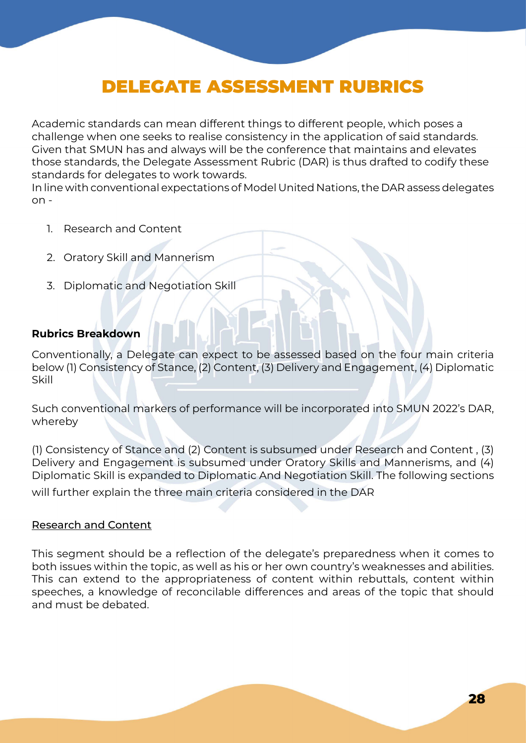# DELEGATE ASSESSMENT RUBRICS

Academic standards can mean different things to different people, which poses a challenge when one seeks to realise consistency in the application of said standards. Given that SMUN has and always will be the conference that maintains and elevates those standards, the Delegate Assessment Rubric (DAR) is thus drafted to codify these standards for delegates to work towards.
In line with conventional expectations of Model United Nations, the DAR assess delegates on -

1. Research and Content
2. Oratory Skill and Mannerism
3. Diplomatic and Negotiation Skill

**Rubrics Breakdown**

Conventionally, a Delegate can expect to be assessed based on the four main criteria below (1) Consistency of Stance, (2) Content, (3) Delivery and Engagement, (4) Diplomatic Skill

Such conventional markers of performance will be incorporated into SMUN 2022's DAR, whereby

(1) Consistency of Stance and (2) Content is subsumed under Research and Content , (3) Delivery and Engagement is subsumed under Oratory Skills and Mannerisms, and (4) Diplomatic Skill is expanded to Diplomatic And Negotiation Skill. The following sections will further explain the three main criteria considered in the DAR

<u>Research and Content</u>

This segment should be a reflection of the delegate's preparedness when it comes to both issues within the topic, as well as his or her own country's weaknesses and abilities. This can extend to the appropriateness of content within rebuttals, content within speeches, a knowledge of reconcilable differences and areas of the topic that should and must be debated.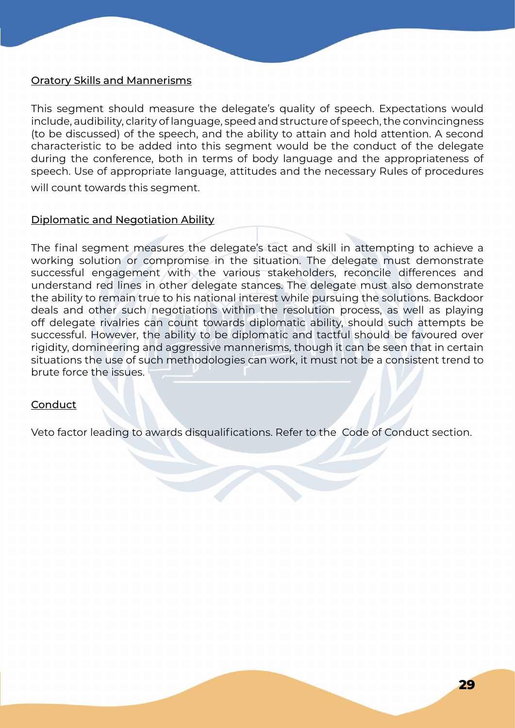## Oratory Skills and Mannerisms

This segment should measure the delegate's quality of speech. Expectations would include, audibility, clarity of language, speed and structure of speech, the convincingness (to be discussed) of the speech, and the ability to attain and hold attention. A second characteristic to be added into this segment would be the conduct of the delegate during the conference, both in terms of body language and the appropriateness of speech. Use of appropriate language, attitudes and the necessary Rules of procedures will count towards this segment.

## Diplomatic and Negotiation Ability

The final segment measures the delegate's tact and skill in attempting to achieve a working solution or compromise in the situation. The delegate must demonstrate successful engagement with the various stakeholders, reconcile differences and understand red lines in other delegate stances. The delegate must also demonstrate the ability to remain true to his national interest while pursuing the solutions. Backdoor deals and other such negotiations within the resolution process, as well as playing off delegate rivalries can count towards diplomatic ability, should such attempts be successful. However, the ability to be diplomatic and tactful should be favoured over rigidity, domineering and aggressive mannerisms, though it can be seen that in certain situations the use of such methodologies can work, it must not be a consistent trend to brute force the issues.

## Conduct

Veto factor leading to awards disqualifications. Refer to the Code of Conduct section.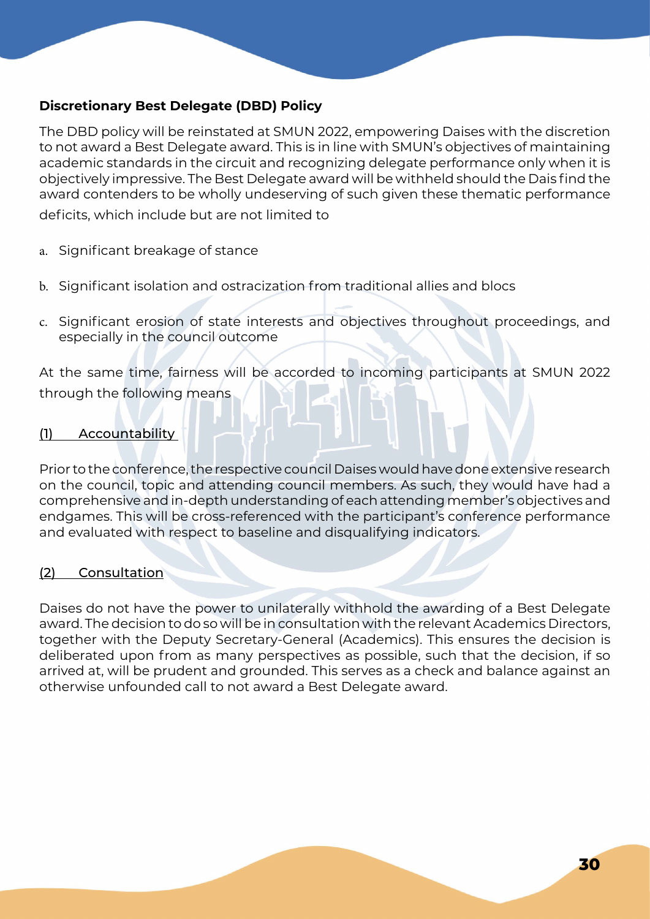## Discretionary Best Delegate (DBD) Policy

The DBD policy will be reinstated at SMUN 2022, empowering Daises with the discretion to not award a Best Delegate award. This is in line with SMUN's objectives of maintaining academic standards in the circuit and recognizing delegate performance only when it is objectively impressive. The Best Delegate award will be withheld should the Dais find the award contenders to be wholly undeserving of such given these thematic performance deficits, which include but are not limited to

a. Significant breakage of stance

b. Significant isolation and ostracization from traditional allies and blocs

c. Significant erosion of state interests and objectives throughout proceedings, and especially in the council outcome

At the same time, fairness will be accorded to incoming participants at SMUN 2022 through the following means

### (1) Accountability

Prior to the conference, the respective council Daises would have done extensive research on the council, topic and attending council members. As such, they would have had a comprehensive and in-depth understanding of each attending member's objectives and endgames. This will be cross-referenced with the participant's conference performance and evaluated with respect to baseline and disqualifying indicators.

### (2) Consultation

Daises do not have the power to unilaterally withhold the awarding of a Best Delegate award. The decision to do so will be in consultation with the relevant Academics Directors, together with the Deputy Secretary-General (Academics). This ensures the decision is deliberated upon from as many perspectives as possible, such that the decision, if so arrived at, will be prudent and grounded. This serves as a check and balance against an otherwise unfounded call to not award a Best Delegate award.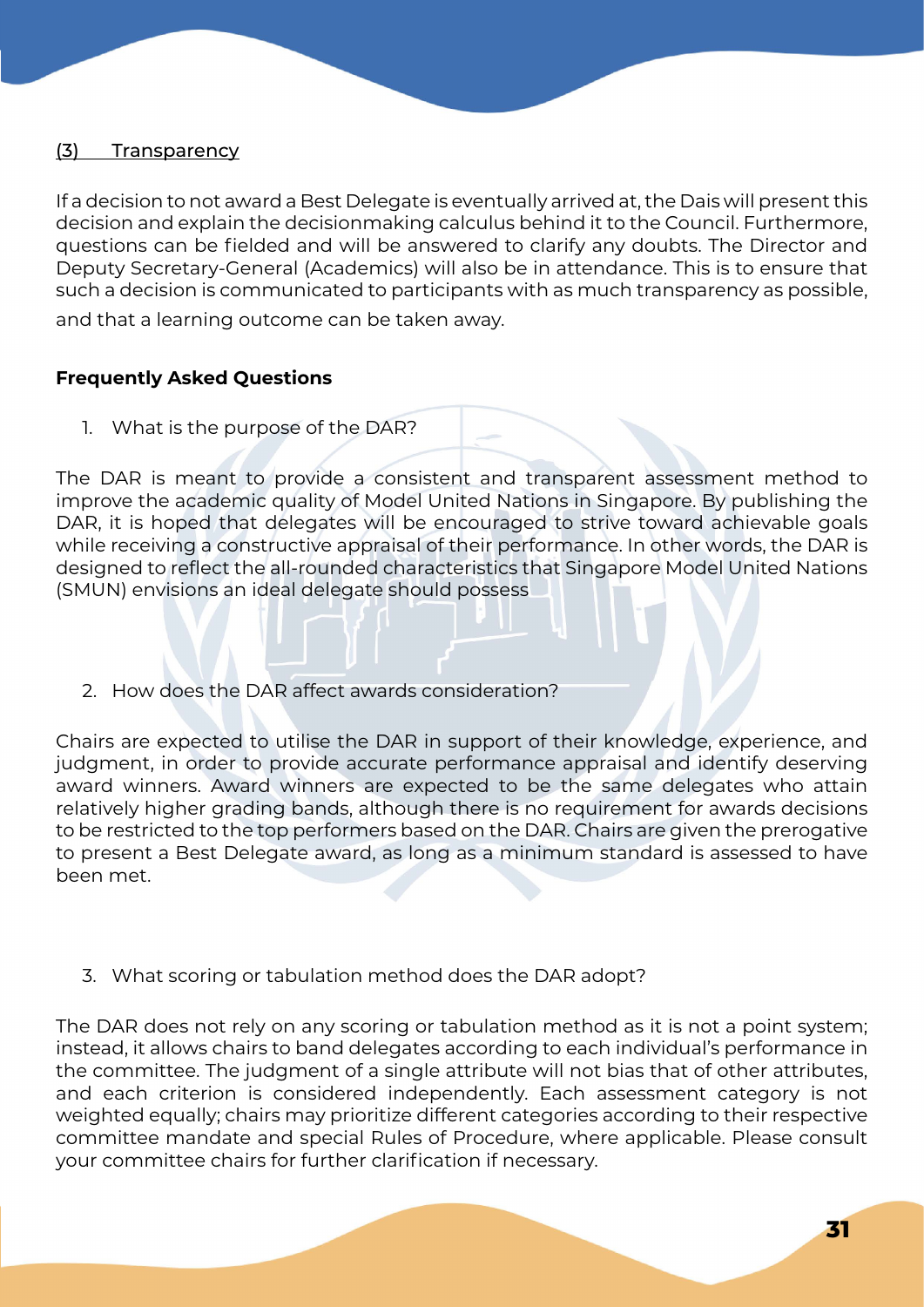<u>(3) Transparency</u>

If a decision to not award a Best Delegate is eventually arrived at, the Dais will present this decision and explain the decisionmaking calculus behind it to the Council. Furthermore, questions can be fielded and will be answered to clarify any doubts. The Director and Deputy Secretary-General (Academics) will also be in attendance. This is to ensure that such a decision is communicated to participants with as much transparency as possible, and that a learning outcome can be taken away.

**Frequently Asked Questions**

1. What is the purpose of the DAR?

The DAR is meant to provide a consistent and transparent assessment method to improve the academic quality of Model United Nations in Singapore. By publishing the DAR, it is hoped that delegates will be encouraged to strive toward achievable goals while receiving a constructive appraisal of their performance. In other words, the DAR is designed to reflect the all-rounded characteristics that Singapore Model United Nations (SMUN) envisions an ideal delegate should possess

2. How does the DAR affect awards consideration?

Chairs are expected to utilise the DAR in support of their knowledge, experience, and judgment, in order to provide accurate performance appraisal and identify deserving award winners. Award winners are expected to be the same delegates who attain relatively higher grading bands, although there is no requirement for awards decisions to be restricted to the top performers based on the DAR. Chairs are given the prerogative to present a Best Delegate award, as long as a minimum standard is assessed to have been met.

3. What scoring or tabulation method does the DAR adopt?

The DAR does not rely on any scoring or tabulation method as it is not a point system; instead, it allows chairs to band delegates according to each individual's performance in the committee. The judgment of a single attribute will not bias that of other attributes, and each criterion is considered independently. Each assessment category is not weighted equally; chairs may prioritize different categories according to their respective committee mandate and special Rules of Procedure, where applicable. Please consult your committee chairs for further clarification if necessary.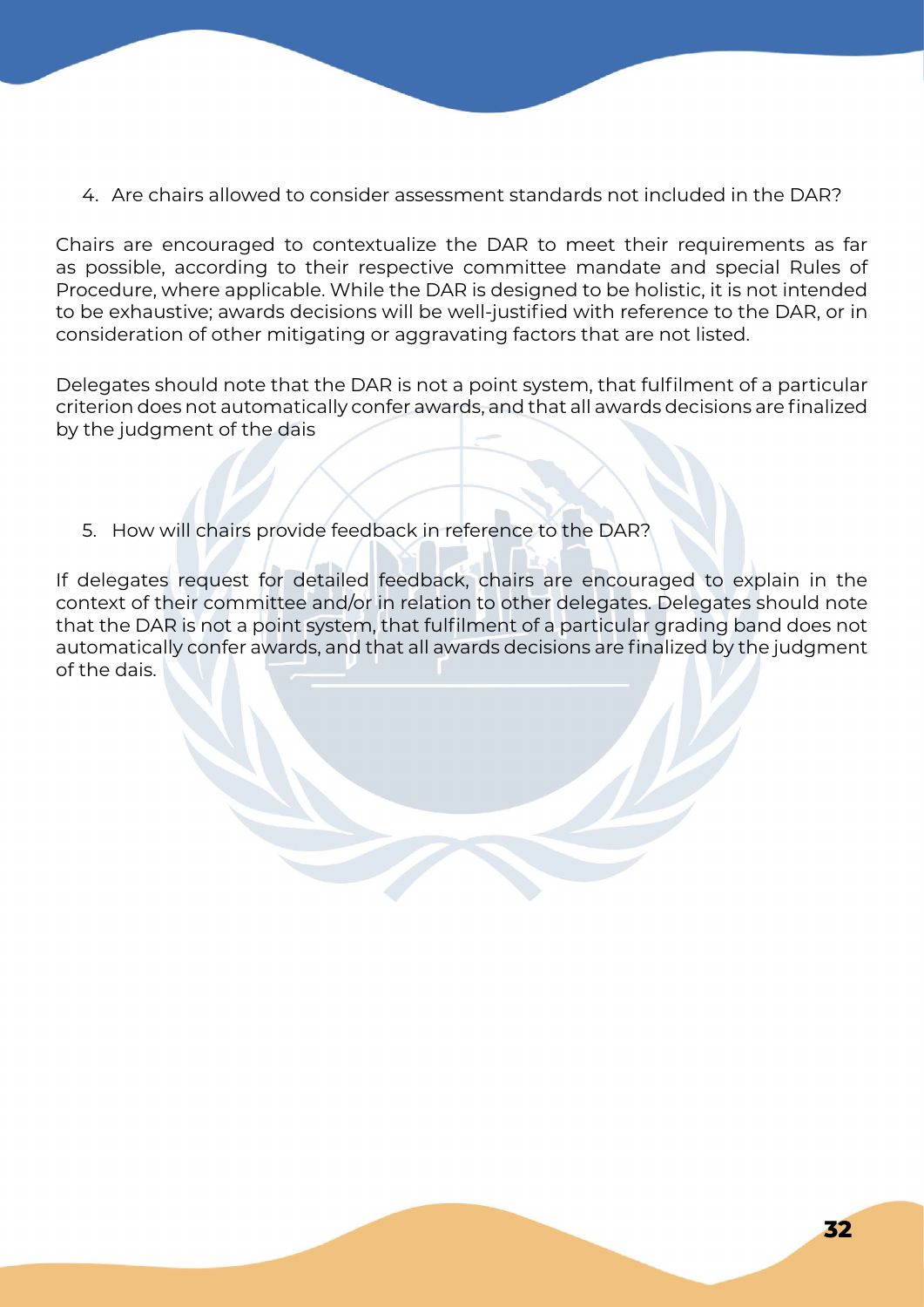4. Are chairs allowed to consider assessment standards not included in the DAR?

Chairs are encouraged to contextualize the DAR to meet their requirements as far as possible, according to their respective committee mandate and special Rules of Procedure, where applicable. While the DAR is designed to be holistic, it is not intended to be exhaustive; awards decisions will be well-justified with reference to the DAR, or in consideration of other mitigating or aggravating factors that are not listed.

Delegates should note that the DAR is not a point system, that fulfilment of a particular criterion does not automatically confer awards, and that all awards decisions are finalized by the judgment of the dais

5. How will chairs provide feedback in reference to the DAR?

If delegates request for detailed feedback, chairs are encouraged to explain in the context of their committee and/or in relation to other delegates. Delegates should note that the DAR is not a point system, that fulfilment of a particular grading band does not automatically confer awards, and that all awards decisions are finalized by the judgment of the dais.